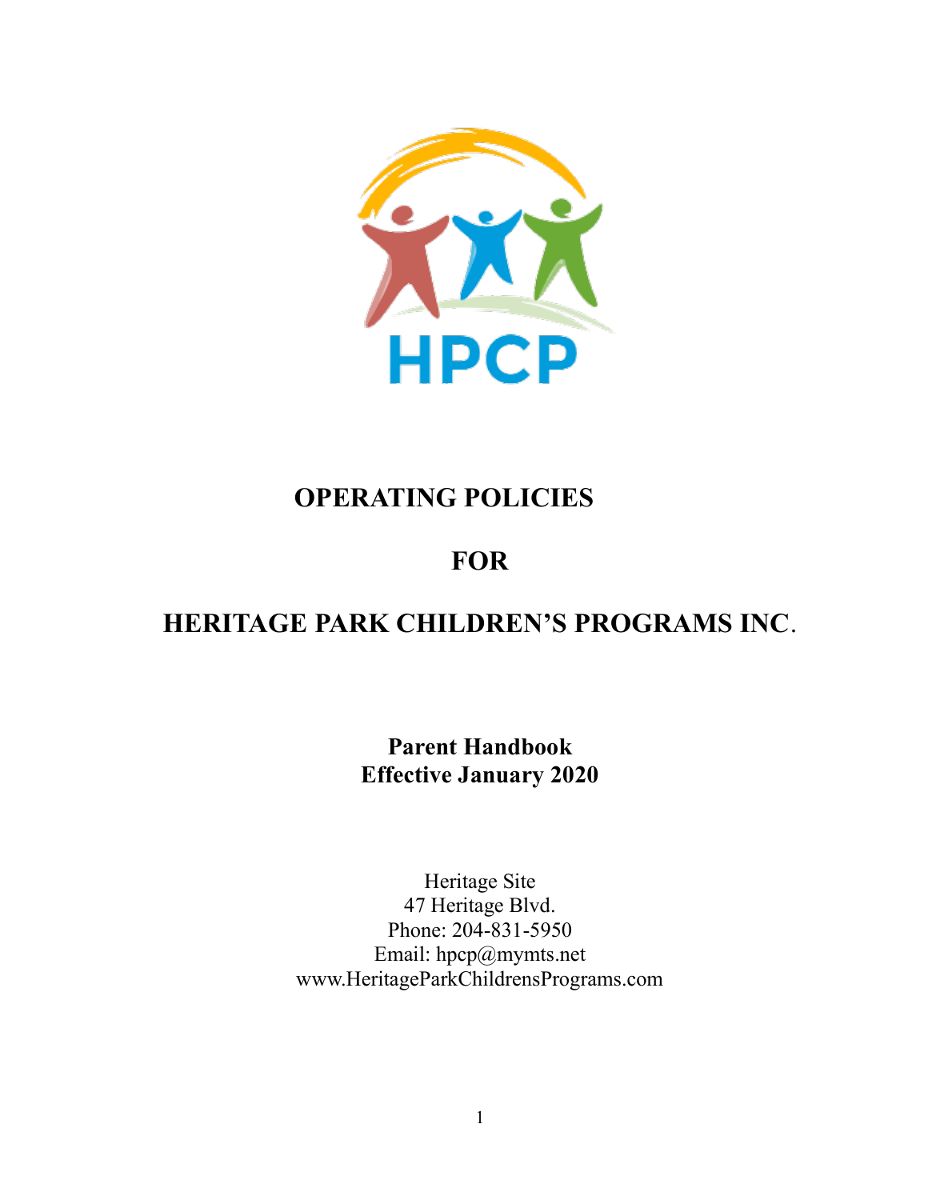HPCP

# OPERATING POLICIES

# FOR

# HERITAGE PARK CHILDREN'S PROGRAMS INC.

**Parent Handbook**
**Effective January 2020**

Heritage Site
47 Heritage Blvd.
Phone: 204-831-5950
Email: hpcp@mymts.net
www.HeritageParkChildrensPrograms.com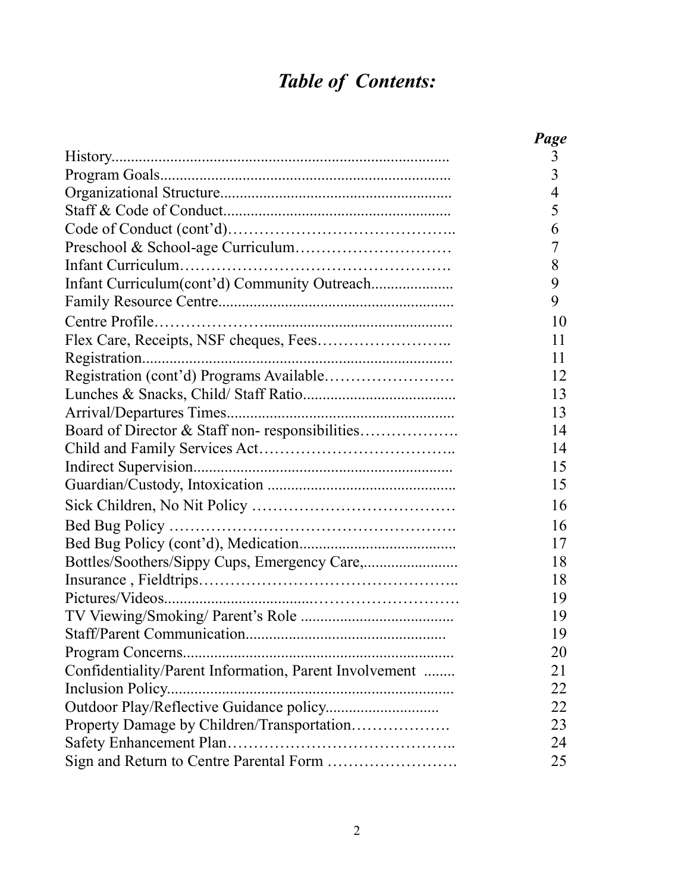# *Table of Contents:*

| | *Page* |
|---|---|
| History | 3 |
| Program Goals | 3 |
| Organizational Structure | 4 |
| Staff & Code of Conduct | 5 |
| Code of Conduct (cont'd) | 6 |
| Preschool & School-age Curriculum | 7 |
| Infant Curriculum | 8 |
| Infant Curriculum(cont'd) Community Outreach | 9 |
| Family Resource Centre | 9 |
| Centre Profile | 10 |
| Flex Care, Receipts, NSF cheques, Fees | 11 |
| Registration | 11 |
| Registration (cont'd) Programs Available | 12 |
| Lunches & Snacks, Child/ Staff Ratio | 13 |
| Arrival/Departures Times | 13 |
| Board of Director & Staff non- responsibilities | 14 |
| Child and Family Services Act | 14 |
| Indirect Supervision | 15 |
| Guardian/Custody, Intoxication | 15 |
| Sick Children, No Nit Policy | 16 |
| Bed Bug Policy | 16 |
| Bed Bug Policy (cont'd), Medication | 17 |
| Bottles/Soothers/Sippy Cups, Emergency Care, | 18 |
| Insurance , Fieldtrips | 18 |
| Pictures/Videos | 19 |
| TV Viewing/Smoking/ Parent's Role | 19 |
| Staff/Parent Communication | 19 |
| Program Concerns | 20 |
| Confidentiality/Parent Information, Parent Involvement | 21 |
| Inclusion Policy | 22 |
| Outdoor Play/Reflective Guidance policy | 22 |
| Property Damage by Children/Transportation | 23 |
| Safety Enhancement Plan | 24 |
| Sign and Return to Centre Parental Form | 25 |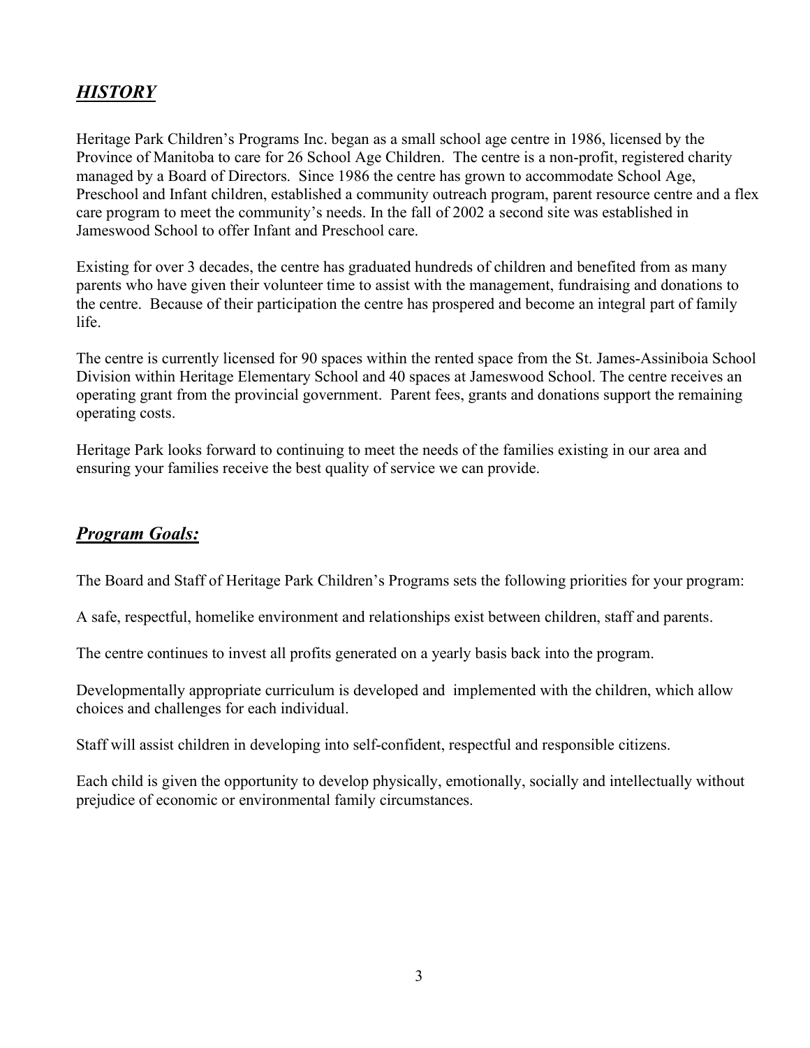## ***HISTORY***

Heritage Park Children's Programs Inc. began as a small school age centre in 1986, licensed by the Province of Manitoba to care for 26 School Age Children. The centre is a non-profit, registered charity managed by a Board of Directors. Since 1986 the centre has grown to accommodate School Age, Preschool and Infant children, established a community outreach program, parent resource centre and a flex care program to meet the community's needs. In the fall of 2002 a second site was established in Jameswood School to offer Infant and Preschool care.

Existing for over 3 decades, the centre has graduated hundreds of children and benefited from as many parents who have given their volunteer time to assist with the management, fundraising and donations to the centre. Because of their participation the centre has prospered and become an integral part of family life.

The centre is currently licensed for 90 spaces within the rented space from the St. James-Assiniboia School Division within Heritage Elementary School and 40 spaces at Jameswood School. The centre receives an operating grant from the provincial government. Parent fees, grants and donations support the remaining operating costs.

Heritage Park looks forward to continuing to meet the needs of the families existing in our area and ensuring your families receive the best quality of service we can provide.

## ***Program Goals:***

The Board and Staff of Heritage Park Children's Programs sets the following priorities for your program:

A safe, respectful, homelike environment and relationships exist between children, staff and parents.

The centre continues to invest all profits generated on a yearly basis back into the program.

Developmentally appropriate curriculum is developed and implemented with the children, which allow choices and challenges for each individual.

Staff will assist children in developing into self-confident, respectful and responsible citizens.

Each child is given the opportunity to develop physically, emotionally, socially and intellectually without prejudice of economic or environmental family circumstances.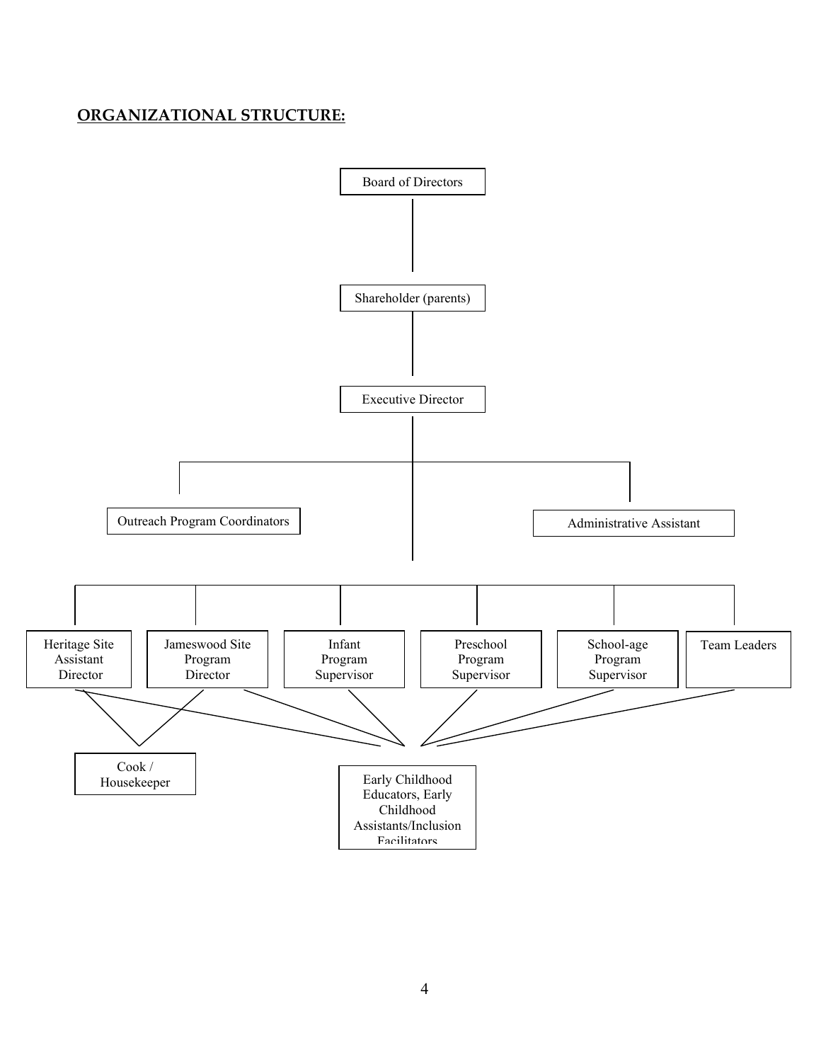**ORGANIZATIONAL STRUCTURE:**

- Board of Directors
  - Shareholder (parents)
    - Executive Director
      - Outreach Program Coordinators
      - Administrative Assistant
      - Heritage Site Assistant Director
      - Jameswood Site Program Director
      - Infant Program Supervisor
      - Preschool Program Supervisor
      - School-age Program Supervisor
      - Team Leaders
        - Cook / Housekeeper (reports to Heritage Site Assistant Director and Jameswood Site Program Director)
        - Early Childhood Educators, Early Childhood Assistants/Inclusion Facilitators (report to Heritage Site Assistant Director, Jameswood Site Program Director, Infant Program Supervisor, Preschool Program Supervisor, School-age Program Supervisor, and Team Leaders)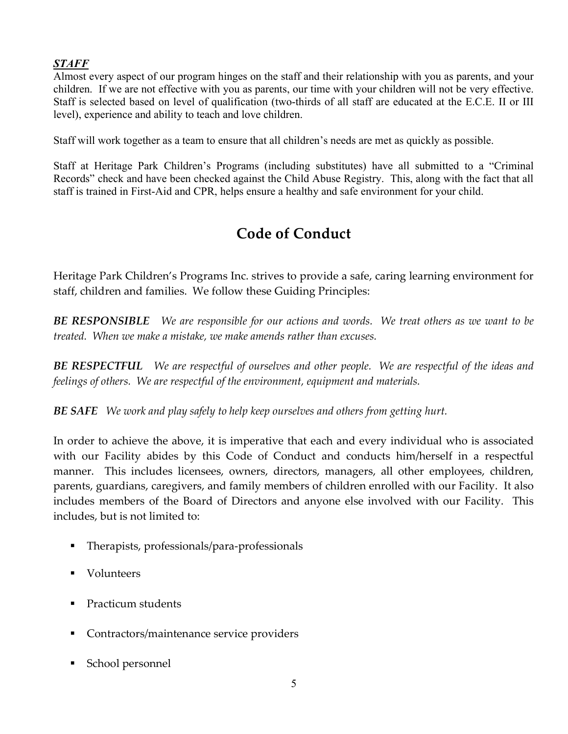***STAFF***

Almost every aspect of our program hinges on the staff and their relationship with you as parents, and your children. If we are not effective with you as parents, our time with your children will not be very effective. Staff is selected based on level of qualification (two-thirds of all staff are educated at the E.C.E. II or III level), experience and ability to teach and love children.

Staff will work together as a team to ensure that all children's needs are met as quickly as possible.

Staff at Heritage Park Children's Programs (including substitutes) have all submitted to a "Criminal Records" check and have been checked against the Child Abuse Registry. This, along with the fact that all staff is trained in First-Aid and CPR, helps ensure a healthy and safe environment for your child.

# Code of Conduct

Heritage Park Children's Programs Inc. strives to provide a safe, caring learning environment for staff, children and families. We follow these Guiding Principles:

***BE RESPONSIBLE*** *We are responsible for our actions and words. We treat others as we want to be treated. When we make a mistake, we make amends rather than excuses.*

***BE RESPECTFUL*** *We are respectful of ourselves and other people. We are respectful of the ideas and feelings of others. We are respectful of the environment, equipment and materials.*

***BE SAFE*** *We work and play safely to help keep ourselves and others from getting hurt.*

In order to achieve the above, it is imperative that each and every individual who is associated with our Facility abides by this Code of Conduct and conducts him/herself in a respectful manner. This includes licensees, owners, directors, managers, all other employees, children, parents, guardians, caregivers, and family members of children enrolled with our Facility. It also includes members of the Board of Directors and anyone else involved with our Facility. This includes, but is not limited to:

- Therapists, professionals/para-professionals
- Volunteers
- Practicum students
- Contractors/maintenance service providers
- School personnel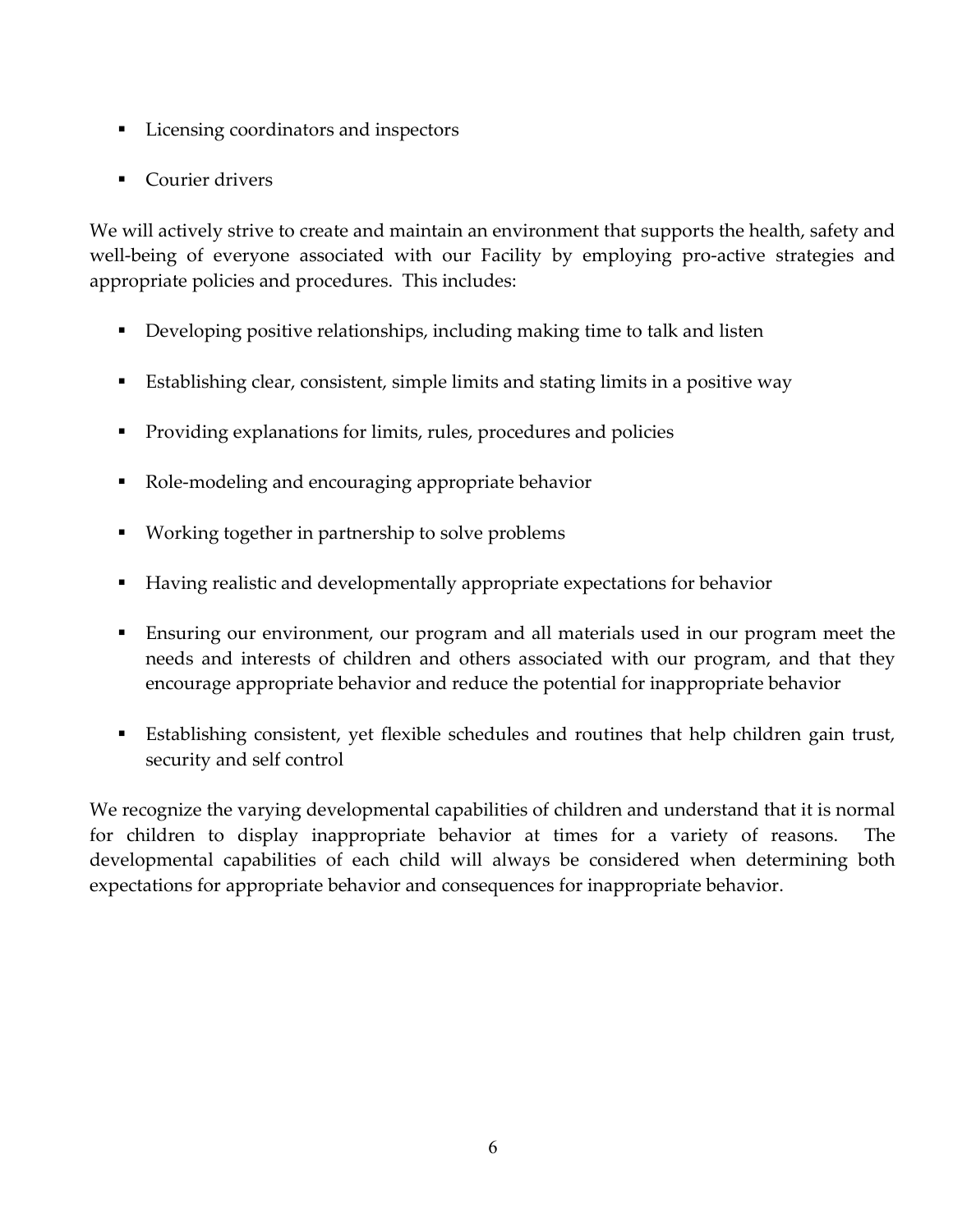- Licensing coordinators and inspectors
- Courier drivers

We will actively strive to create and maintain an environment that supports the health, safety and well-being of everyone associated with our Facility by employing pro-active strategies and appropriate policies and procedures. This includes:

- Developing positive relationships, including making time to talk and listen
- Establishing clear, consistent, simple limits and stating limits in a positive way
- Providing explanations for limits, rules, procedures and policies
- Role-modeling and encouraging appropriate behavior
- Working together in partnership to solve problems
- Having realistic and developmentally appropriate expectations for behavior
- Ensuring our environment, our program and all materials used in our program meet the needs and interests of children and others associated with our program, and that they encourage appropriate behavior and reduce the potential for inappropriate behavior
- Establishing consistent, yet flexible schedules and routines that help children gain trust, security and self control

We recognize the varying developmental capabilities of children and understand that it is normal for children to display inappropriate behavior at times for a variety of reasons. The developmental capabilities of each child will always be considered when determining both expectations for appropriate behavior and consequences for inappropriate behavior.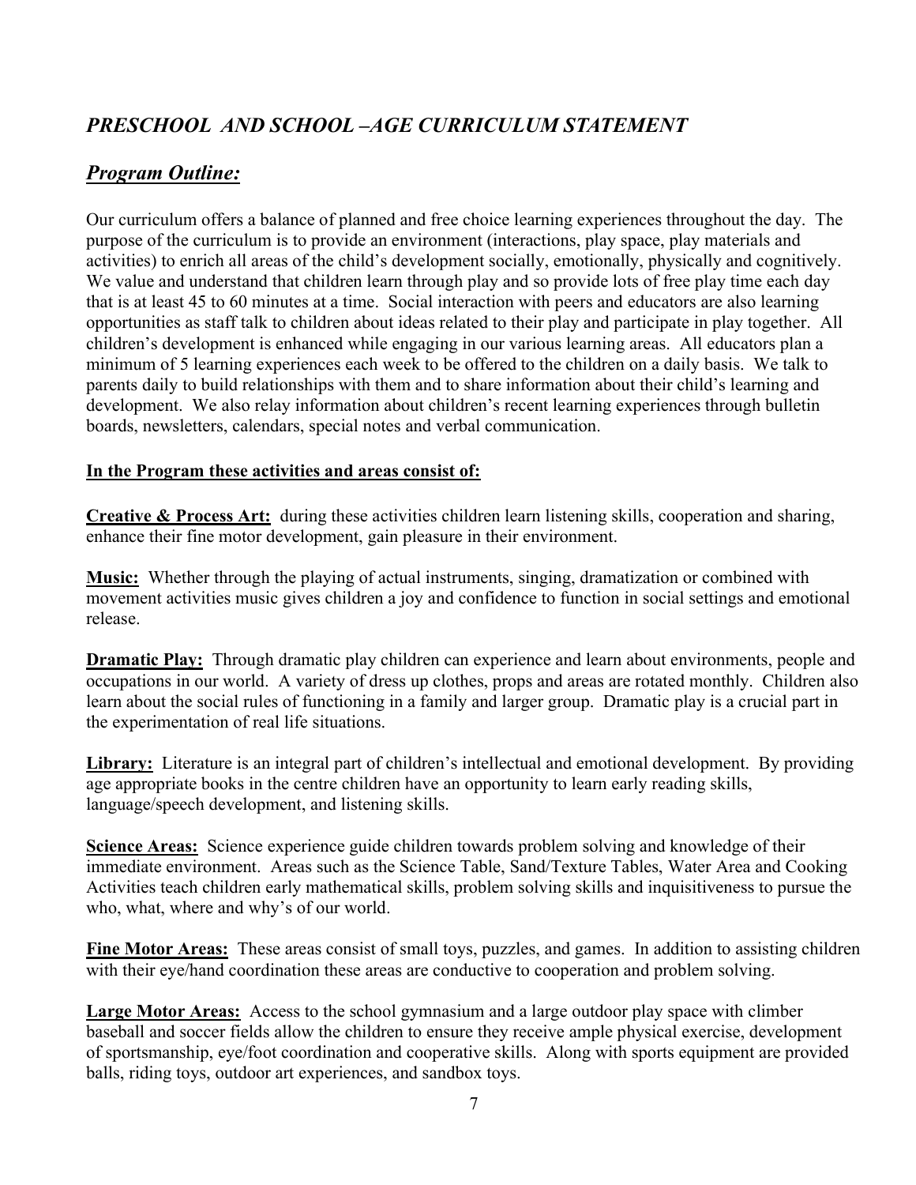## *PRESCHOOL AND SCHOOL –AGE CURRICULUM STATEMENT*

## ***Program Outline:***

Our curriculum offers a balance of planned and free choice learning experiences throughout the day. The purpose of the curriculum is to provide an environment (interactions, play space, play materials and activities) to enrich all areas of the child's development socially, emotionally, physically and cognitively. We value and understand that children learn through play and so provide lots of free play time each day that is at least 45 to 60 minutes at a time. Social interaction with peers and educators are also learning opportunities as staff talk to children about ideas related to their play and participate in play together. All children's development is enhanced while engaging in our various learning areas. All educators plan a minimum of 5 learning experiences each week to be offered to the children on a daily basis. We talk to parents daily to build relationships with them and to share information about their child's learning and development. We also relay information about children's recent learning experiences through bulletin boards, newsletters, calendars, special notes and verbal communication.

**In the Program these activities and areas consist of:**

**Creative & Process Art:** during these activities children learn listening skills, cooperation and sharing, enhance their fine motor development, gain pleasure in their environment.

**Music:** Whether through the playing of actual instruments, singing, dramatization or combined with movement activities music gives children a joy and confidence to function in social settings and emotional release.

**Dramatic Play:** Through dramatic play children can experience and learn about environments, people and occupations in our world. A variety of dress up clothes, props and areas are rotated monthly. Children also learn about the social rules of functioning in a family and larger group. Dramatic play is a crucial part in the experimentation of real life situations.

**Library:** Literature is an integral part of children's intellectual and emotional development. By providing age appropriate books in the centre children have an opportunity to learn early reading skills, language/speech development, and listening skills.

**Science Areas:** Science experience guide children towards problem solving and knowledge of their immediate environment. Areas such as the Science Table, Sand/Texture Tables, Water Area and Cooking Activities teach children early mathematical skills, problem solving skills and inquisitiveness to pursue the who, what, where and why's of our world.

**Fine Motor Areas:** These areas consist of small toys, puzzles, and games. In addition to assisting children with their eye/hand coordination these areas are conductive to cooperation and problem solving.

**Large Motor Areas:** Access to the school gymnasium and a large outdoor play space with climber baseball and soccer fields allow the children to ensure they receive ample physical exercise, development of sportsmanship, eye/foot coordination and cooperative skills. Along with sports equipment are provided balls, riding toys, outdoor art experiences, and sandbox toys.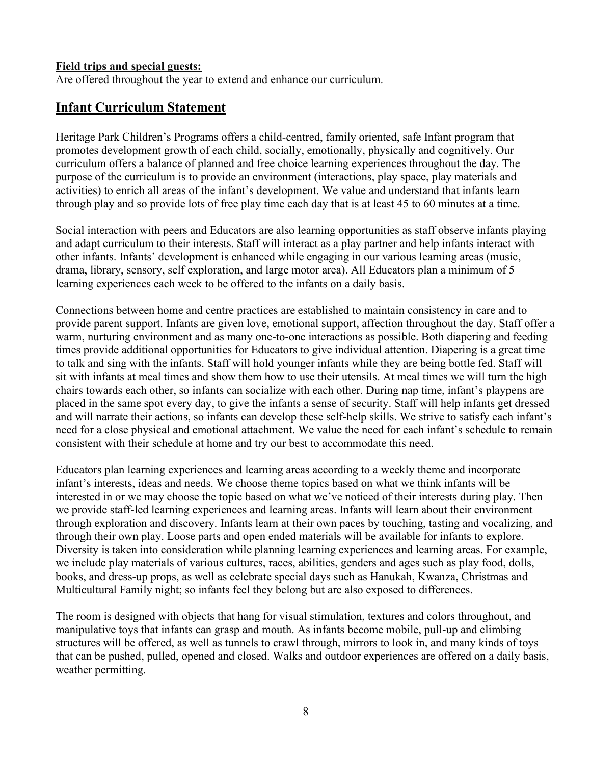**Field trips and special guests:**
Are offered throughout the year to extend and enhance our curriculum.

## Infant Curriculum Statement

Heritage Park Children's Programs offers a child-centred, family oriented, safe Infant program that promotes development growth of each child, socially, emotionally, physically and cognitively. Our curriculum offers a balance of planned and free choice learning experiences throughout the day. The purpose of the curriculum is to provide an environment (interactions, play space, play materials and activities) to enrich all areas of the infant's development. We value and understand that infants learn through play and so provide lots of free play time each day that is at least 45 to 60 minutes at a time.

Social interaction with peers and Educators are also learning opportunities as staff observe infants playing and adapt curriculum to their interests. Staff will interact as a play partner and help infants interact with other infants. Infants' development is enhanced while engaging in our various learning areas (music, drama, library, sensory, self exploration, and large motor area). All Educators plan a minimum of 5 learning experiences each week to be offered to the infants on a daily basis.

Connections between home and centre practices are established to maintain consistency in care and to provide parent support. Infants are given love, emotional support, affection throughout the day. Staff offer a warm, nurturing environment and as many one-to-one interactions as possible. Both diapering and feeding times provide additional opportunities for Educators to give individual attention. Diapering is a great time to talk and sing with the infants. Staff will hold younger infants while they are being bottle fed. Staff will sit with infants at meal times and show them how to use their utensils. At meal times we will turn the high chairs towards each other, so infants can socialize with each other. During nap time, infant's playpens are placed in the same spot every day, to give the infants a sense of security. Staff will help infants get dressed and will narrate their actions, so infants can develop these self-help skills. We strive to satisfy each infant's need for a close physical and emotional attachment. We value the need for each infant's schedule to remain consistent with their schedule at home and try our best to accommodate this need.

Educators plan learning experiences and learning areas according to a weekly theme and incorporate infant's interests, ideas and needs. We choose theme topics based on what we think infants will be interested in or we may choose the topic based on what we've noticed of their interests during play. Then we provide staff-led learning experiences and learning areas. Infants will learn about their environment through exploration and discovery. Infants learn at their own paces by touching, tasting and vocalizing, and through their own play. Loose parts and open ended materials will be available for infants to explore. Diversity is taken into consideration while planning learning experiences and learning areas. For example, we include play materials of various cultures, races, abilities, genders and ages such as play food, dolls, books, and dress-up props, as well as celebrate special days such as Hanukah, Kwanza, Christmas and Multicultural Family night; so infants feel they belong but are also exposed to differences.

The room is designed with objects that hang for visual stimulation, textures and colors throughout, and manipulative toys that infants can grasp and mouth. As infants become mobile, pull-up and climbing structures will be offered, as well as tunnels to crawl through, mirrors to look in, and many kinds of toys that can be pushed, pulled, opened and closed. Walks and outdoor experiences are offered on a daily basis, weather permitting.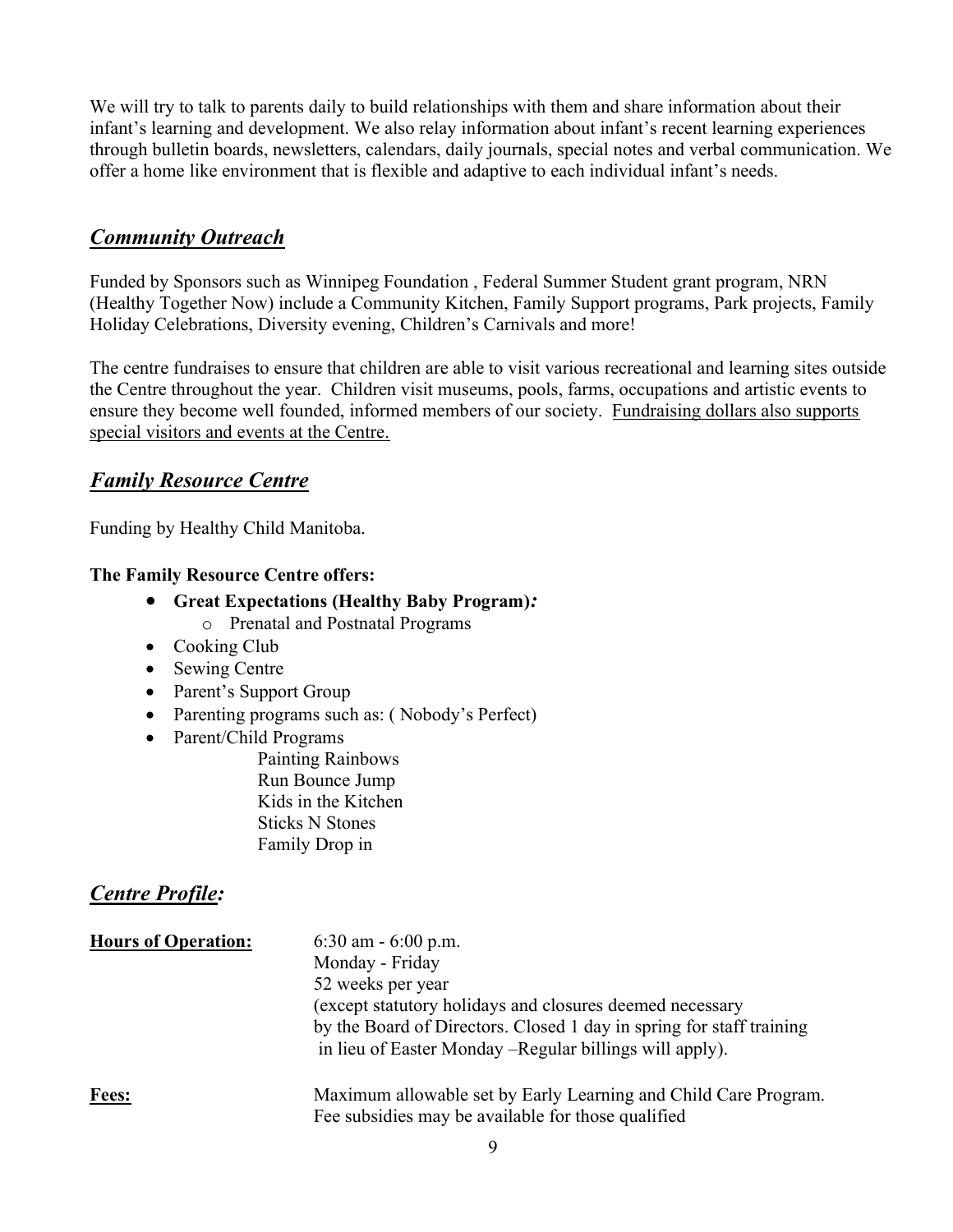We will try to talk to parents daily to build relationships with them and share information about their infant's learning and development. We also relay information about infant's recent learning experiences through bulletin boards, newsletters, calendars, daily journals, special notes and verbal communication. We offer a home like environment that is flexible and adaptive to each individual infant's needs.

## ***Community Outreach***

Funded by Sponsors such as Winnipeg Foundation , Federal Summer Student grant program, NRN (Healthy Together Now) include a Community Kitchen, Family Support programs, Park projects, Family Holiday Celebrations, Diversity evening, Children's Carnivals and more!

The centre fundraises to ensure that children are able to visit various recreational and learning sites outside the Centre throughout the year. Children visit museums, pools, farms, occupations and artistic events to ensure they become well founded, informed members of our society. <u>Fundraising dollars also supports special visitors and events at the Centre.</u>

## ***Family Resource Centre***

Funding by Healthy Child Manitoba.

**The Family Resource Centre offers:**

- **Great Expectations (Healthy Baby Program)*:***
  - Prenatal and Postnatal Programs
- Cooking Club
- Sewing Centre
- Parent's Support Group
- Parenting programs such as: ( Nobody's Perfect)
- Parent/Child Programs
  - Painting Rainbows
  - Run Bounce Jump
  - Kids in the Kitchen
  - Sticks N Stones
  - Family Drop in

## ***Centre Profile:***

**Hours of Operation:** 6:30 am - 6:00 p.m.
Monday - Friday
52 weeks per year
(except statutory holidays and closures deemed necessary by the Board of Directors. Closed 1 day in spring for staff training in lieu of Easter Monday –Regular billings will apply).

**Fees:** Maximum allowable set by Early Learning and Child Care Program.
Fee subsidies may be available for those qualified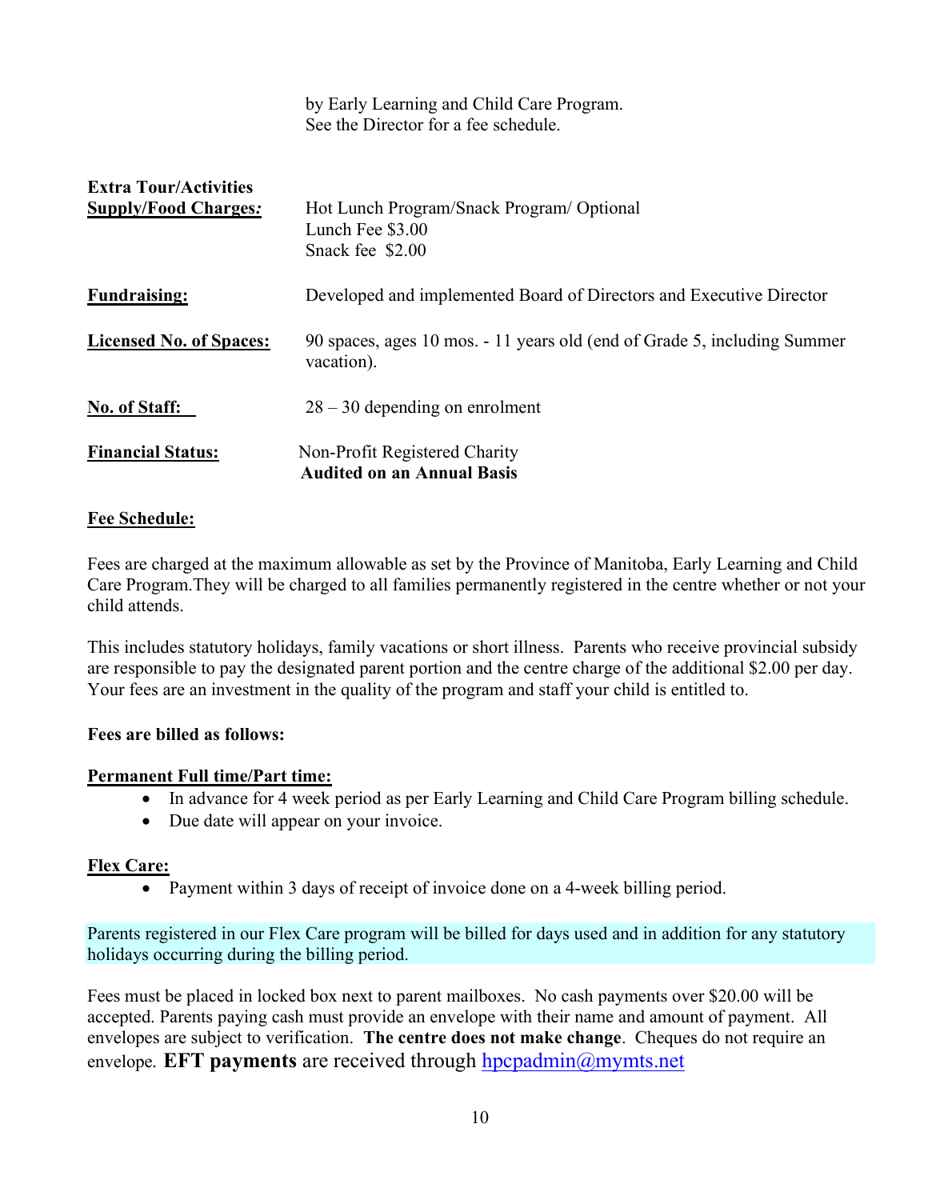by Early Learning and Child Care Program.
See the Director for a fee schedule.

| | |
|---|---|
| **Extra Tour/Activities** **<u>Supply/Food Charges:</u>** | Hot Lunch Program/Snack Program/ Optional<br>Lunch Fee $3.00<br>Snack fee $2.00 |
| **<u>Fundraising:</u>** | Developed and implemented Board of Directors and Executive Director |
| **<u>Licensed No. of Spaces:</u>** | 90 spaces, ages 10 mos. - 11 years old (end of Grade 5, including Summer vacation). |
| **<u>No. of Staff:</u>** | 28 – 30 depending on enrolment |
| **<u>Financial Status:</u>** | Non-Profit Registered Charity<br>**Audited on an Annual Basis** |

**<u>Fee Schedule:</u>**

Fees are charged at the maximum allowable as set by the Province of Manitoba, Early Learning and Child Care Program.They will be charged to all families permanently registered in the centre whether or not your child attends.

This includes statutory holidays, family vacations or short illness. Parents who receive provincial subsidy are responsible to pay the designated parent portion and the centre charge of the additional $2.00 per day. Your fees are an investment in the quality of the program and staff your child is entitled to.

**Fees are billed as follows:**

**<u>Permanent Full time/Part time:</u>**

- In advance for 4 week period as per Early Learning and Child Care Program billing schedule.
- Due date will appear on your invoice.

**<u>Flex Care:</u>**

- Payment within 3 days of receipt of invoice done on a 4-week billing period.

Parents registered in our Flex Care program will be billed for days used and in addition for any statutory holidays occurring during the billing period.

Fees must be placed in locked box next to parent mailboxes. No cash payments over $20.00 will be accepted. Parents paying cash must provide an envelope with their name and amount of payment. All envelopes are subject to verification. **The centre does not make change**. Cheques do not require an envelope. **EFT payments** are received through hpcpadmin@mymts.net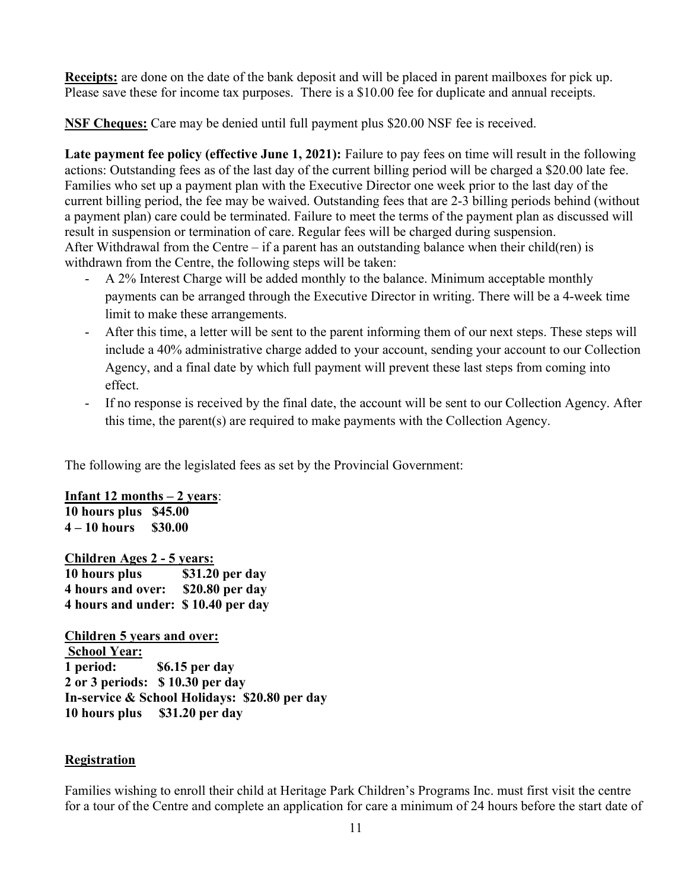**<u>Receipts:</u>** are done on the date of the bank deposit and will be placed in parent mailboxes for pick up. Please save these for income tax purposes. There is a $10.00 fee for duplicate and annual receipts.

**<u>NSF Cheques:</u>** Care may be denied until full payment plus $20.00 NSF fee is received.

**Late payment fee policy (effective June 1, 2021):** Failure to pay fees on time will result in the following actions: Outstanding fees as of the last day of the current billing period will be charged a $20.00 late fee. Families who set up a payment plan with the Executive Director one week prior to the last day of the current billing period, the fee may be waived. Outstanding fees that are 2-3 billing periods behind (without a payment plan) care could be terminated. Failure to meet the terms of the payment plan as discussed will result in suspension or termination of care. Regular fees will be charged during suspension.
After Withdrawal from the Centre – if a parent has an outstanding balance when their child(ren) is withdrawn from the Centre, the following steps will be taken:

- A 2% Interest Charge will be added monthly to the balance. Minimum acceptable monthly payments can be arranged through the Executive Director in writing. There will be a 4-week time limit to make these arrangements.
- After this time, a letter will be sent to the parent informing them of our next steps. These steps will include a 40% administrative charge added to your account, sending your account to our Collection Agency, and a final date by which full payment will prevent these last steps from coming into effect.
- If no response is received by the final date, the account will be sent to our Collection Agency. After this time, the parent(s) are required to make payments with the Collection Agency.

The following are the legislated fees as set by the Provincial Government:

**<u>Infant 12 months – 2 years</u>**:
**10 hours plus $45.00**
**4 – 10 hours $30.00**

**<u>Children Ages 2 - 5 years:</u>**
**10 hours plus $31.20 per day**
**4 hours and over: $20.80 per day**
**4 hours and under: $ 10.40 per day**

**<u>Children 5 years and over:</u>**
**<u>School Year:</u>**
**1 period: $6.15 per day**
**2 or 3 periods: $ 10.30 per day**
**In-service & School Holidays: $20.80 per day**
**10 hours plus $31.20 per day**

## <u>Registration</u>

Families wishing to enroll their child at Heritage Park Children's Programs Inc. must first visit the centre for a tour of the Centre and complete an application for care a minimum of 24 hours before the start date of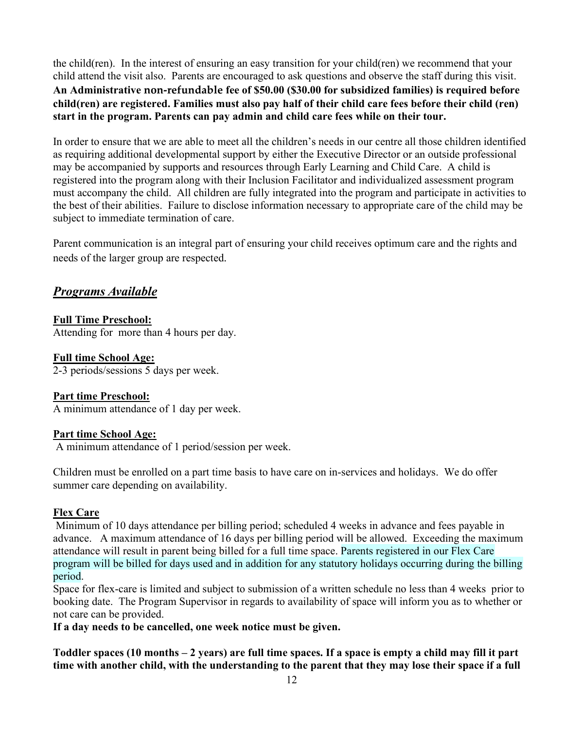the child(ren). In the interest of ensuring an easy transition for your child(ren) we recommend that your child attend the visit also. Parents are encouraged to ask questions and observe the staff during this visit. **An Administrative non-refundable fee of $50.00 ($30.00 for subsidized families) is required before child(ren) are registered. Families must also pay half of their child care fees before their child (ren) start in the program. Parents can pay admin and child care fees while on their tour.**

In order to ensure that we are able to meet all the children's needs in our centre all those children identified as requiring additional developmental support by either the Executive Director or an outside professional may be accompanied by supports and resources through Early Learning and Child Care. A child is registered into the program along with their Inclusion Facilitator and individualized assessment program must accompany the child. All children are fully integrated into the program and participate in activities to the best of their abilities. Failure to disclose information necessary to appropriate care of the child may be subject to immediate termination of care.

Parent communication is an integral part of ensuring your child receives optimum care and the rights and needs of the larger group are respected.

## ***Programs Available***

**Full Time Preschool:**
Attending for more than 4 hours per day.

**Full time School Age:**
2-3 periods/sessions 5 days per week.

**Part time Preschool:**
A minimum attendance of 1 day per week.

**Part time School Age:**
A minimum attendance of 1 period/session per week.

Children must be enrolled on a part time basis to have care on in-services and holidays. We do offer summer care depending on availability.

**Flex Care**
Minimum of 10 days attendance per billing period; scheduled 4 weeks in advance and fees payable in advance. A maximum attendance of 16 days per billing period will be allowed. Exceeding the maximum attendance will result in parent being billed for a full time space. Parents registered in our Flex Care program will be billed for days used and in addition for any statutory holidays occurring during the billing period.
Space for flex-care is limited and subject to submission of a written schedule no less than 4 weeks prior to booking date. The Program Supervisor in regards to availability of space will inform you as to whether or not care can be provided.
**If a day needs to be cancelled, one week notice must be given.**

**Toddler spaces (10 months – 2 years) are full time spaces. If a space is empty a child may fill it part time with another child, with the understanding to the parent that they may lose their space if a full**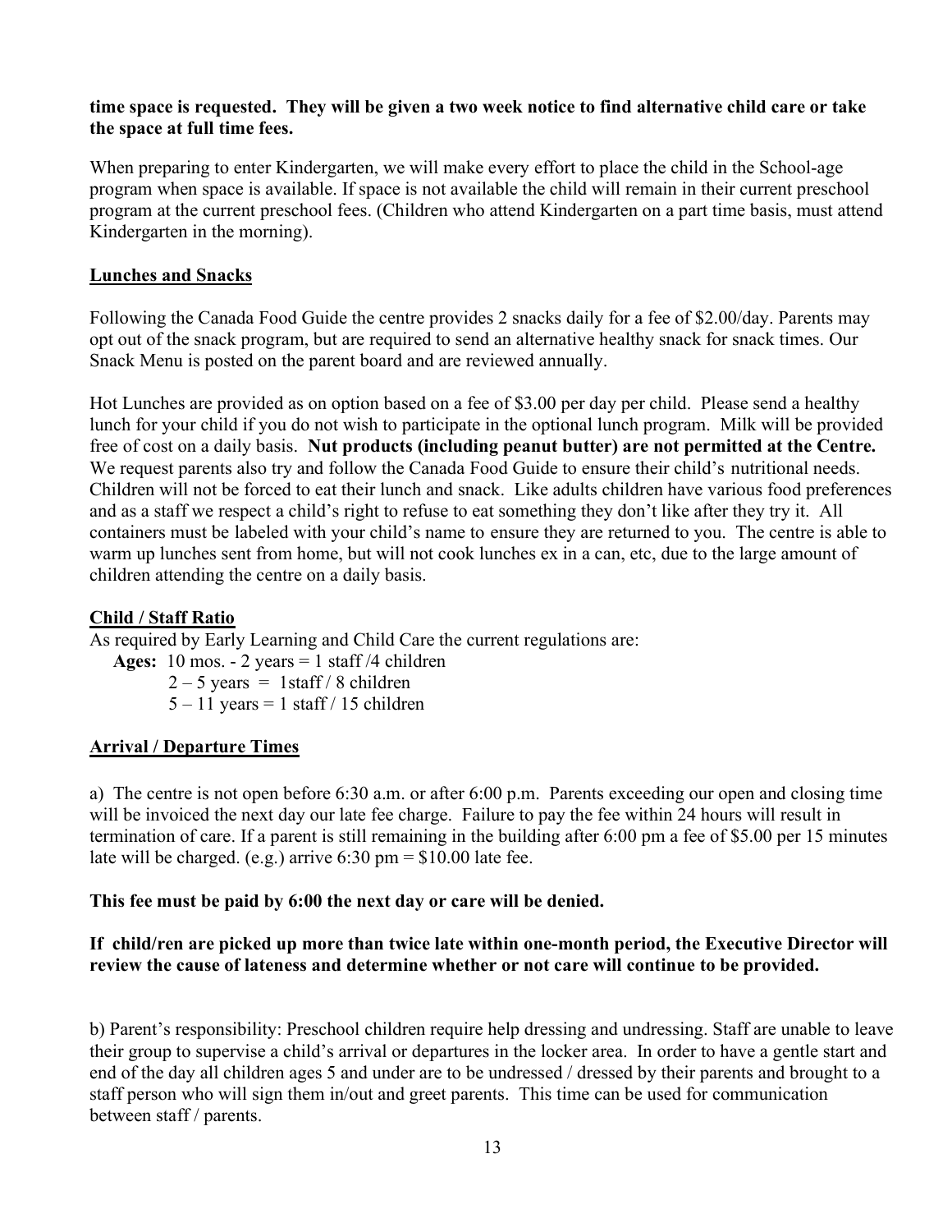**time space is requested. They will be given a two week notice to find alternative child care or take the space at full time fees.**

When preparing to enter Kindergarten, we will make every effort to place the child in the School-age program when space is available. If space is not available the child will remain in their current preschool program at the current preschool fees. (Children who attend Kindergarten on a part time basis, must attend Kindergarten in the morning).

## Lunches and Snacks

Following the Canada Food Guide the centre provides 2 snacks daily for a fee of $2.00/day. Parents may opt out of the snack program, but are required to send an alternative healthy snack for snack times. Our Snack Menu is posted on the parent board and are reviewed annually.

Hot Lunches are provided as on option based on a fee of $3.00 per day per child. Please send a healthy lunch for your child if you do not wish to participate in the optional lunch program. Milk will be provided free of cost on a daily basis. **Nut products (including peanut butter) are not permitted at the Centre.** We request parents also try and follow the Canada Food Guide to ensure their child's nutritional needs. Children will not be forced to eat their lunch and snack. Like adults children have various food preferences and as a staff we respect a child's right to refuse to eat something they don't like after they try it. All containers must be labeled with your child's name to ensure they are returned to you. The centre is able to warm up lunches sent from home, but will not cook lunches ex in a can, etc, due to the large amount of children attending the centre on a daily basis.

## Child / Staff Ratio

As required by Early Learning and Child Care the current regulations are:

**Ages:** 10 mos. - 2 years = 1 staff /4 children
2 – 5 years = 1staff / 8 children
5 – 11 years = 1 staff / 15 children

## Arrival / Departure Times

a) The centre is not open before 6:30 a.m. or after 6:00 p.m. Parents exceeding our open and closing time will be invoiced the next day our late fee charge. Failure to pay the fee within 24 hours will result in termination of care. If a parent is still remaining in the building after 6:00 pm a fee of $5.00 per 15 minutes late will be charged. (e.g.) arrive 6:30 pm = $10.00 late fee.

**This fee must be paid by 6:00 the next day or care will be denied.**

**If child/ren are picked up more than twice late within one-month period, the Executive Director will review the cause of lateness and determine whether or not care will continue to be provided.**

b) Parent's responsibility: Preschool children require help dressing and undressing. Staff are unable to leave their group to supervise a child's arrival or departures in the locker area. In order to have a gentle start and end of the day all children ages 5 and under are to be undressed / dressed by their parents and brought to a staff person who will sign them in/out and greet parents. This time can be used for communication between staff / parents.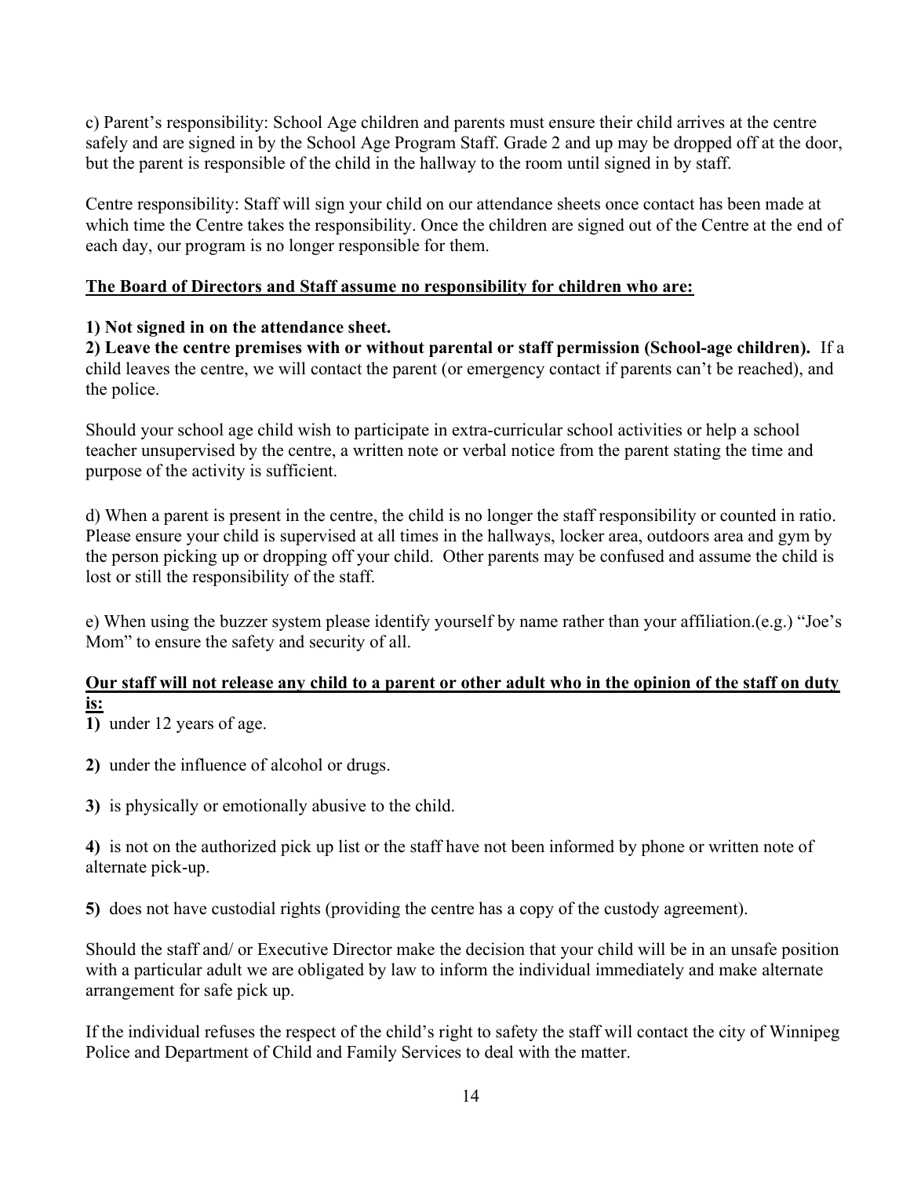c) Parent's responsibility: School Age children and parents must ensure their child arrives at the centre safely and are signed in by the School Age Program Staff. Grade 2 and up may be dropped off at the door, but the parent is responsible of the child in the hallway to the room until signed in by staff.

Centre responsibility: Staff will sign your child on our attendance sheets once contact has been made at which time the Centre takes the responsibility. Once the children are signed out of the Centre at the end of each day, our program is no longer responsible for them.

**<u>The Board of Directors and Staff assume no responsibility for children who are:</u>**

**1) Not signed in on the attendance sheet.**
**2) Leave the centre premises with or without parental or staff permission (School-age children).** If a child leaves the centre, we will contact the parent (or emergency contact if parents can't be reached), and the police.

Should your school age child wish to participate in extra-curricular school activities or help a school teacher unsupervised by the centre, a written note or verbal notice from the parent stating the time and purpose of the activity is sufficient.

d) When a parent is present in the centre, the child is no longer the staff responsibility or counted in ratio. Please ensure your child is supervised at all times in the hallways, locker area, outdoors area and gym by the person picking up or dropping off your child. Other parents may be confused and assume the child is lost or still the responsibility of the staff.

e) When using the buzzer system please identify yourself by name rather than your affiliation.(e.g.) "Joe's Mom" to ensure the safety and security of all.

**<u>Our staff will not release any child to a parent or other adult who in the opinion of the staff on duty is:</u>**

**1)** under 12 years of age.

**2)** under the influence of alcohol or drugs.

**3)** is physically or emotionally abusive to the child.

**4)** is not on the authorized pick up list or the staff have not been informed by phone or written note of alternate pick-up.

**5)** does not have custodial rights (providing the centre has a copy of the custody agreement).

Should the staff and/ or Executive Director make the decision that your child will be in an unsafe position with a particular adult we are obligated by law to inform the individual immediately and make alternate arrangement for safe pick up.

If the individual refuses the respect of the child's right to safety the staff will contact the city of Winnipeg Police and Department of Child and Family Services to deal with the matter.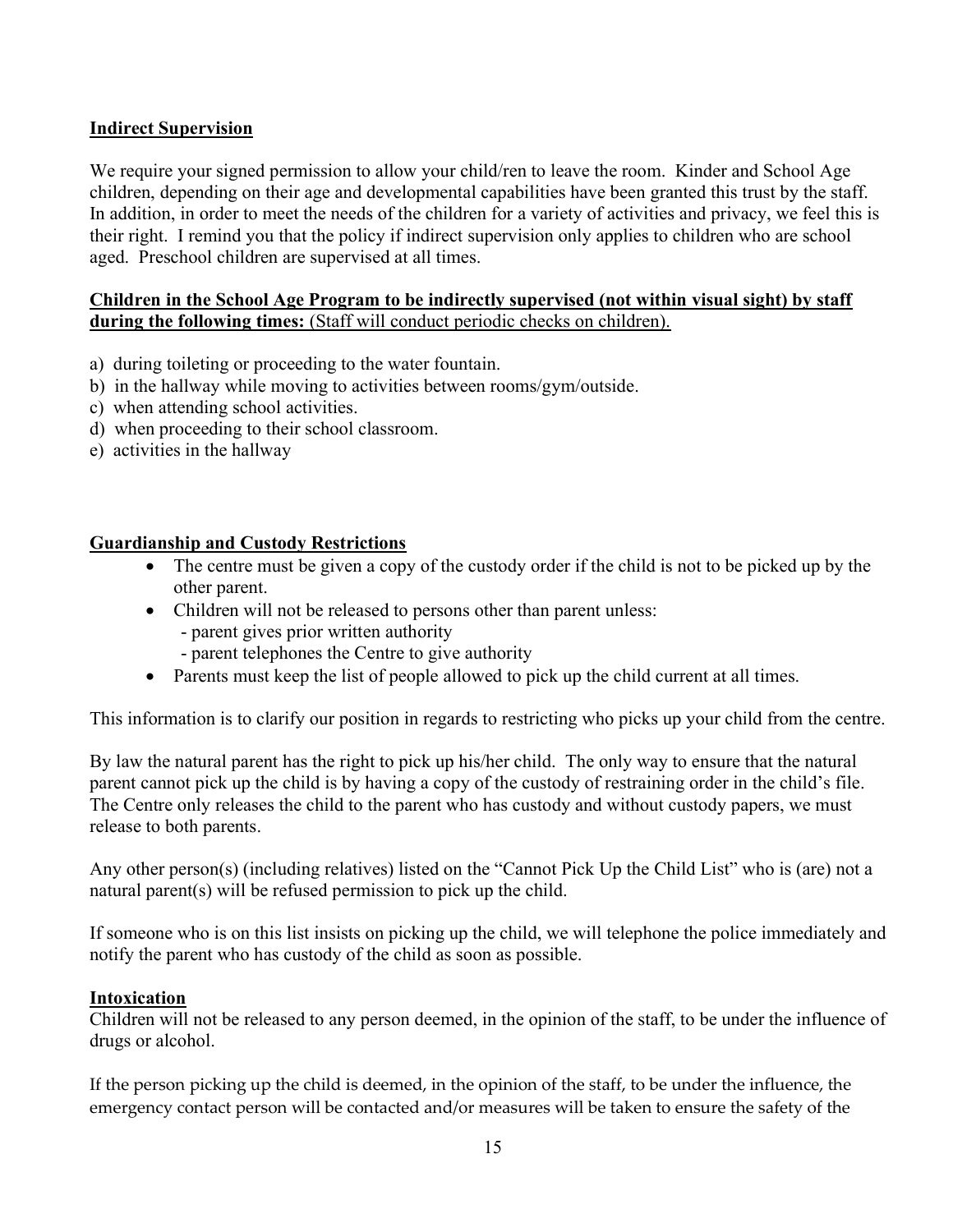**Indirect Supervision**

We require your signed permission to allow your child/ren to leave the room. Kinder and School Age children, depending on their age and developmental capabilities have been granted this trust by the staff. In addition, in order to meet the needs of the children for a variety of activities and privacy, we feel this is their right. I remind you that the policy if indirect supervision only applies to children who are school aged. Preschool children are supervised at all times.

**Children in the School Age Program to be indirectly supervised (not within visual sight) by staff during the following times:** (Staff will conduct periodic checks on children).

a) during toileting or proceeding to the water fountain.
b) in the hallway while moving to activities between rooms/gym/outside.
c) when attending school activities.
d) when proceeding to their school classroom.
e) activities in the hallway

**Guardianship and Custody Restrictions**

- The centre must be given a copy of the custody order if the child is not to be picked up by the other parent.
- Children will not be released to persons other than parent unless:
  - parent gives prior written authority
  - parent telephones the Centre to give authority
- Parents must keep the list of people allowed to pick up the child current at all times.

This information is to clarify our position in regards to restricting who picks up your child from the centre.

By law the natural parent has the right to pick up his/her child. The only way to ensure that the natural parent cannot pick up the child is by having a copy of the custody of restraining order in the child's file. The Centre only releases the child to the parent who has custody and without custody papers, we must release to both parents.

Any other person(s) (including relatives) listed on the "Cannot Pick Up the Child List" who is (are) not a natural parent(s) will be refused permission to pick up the child.

If someone who is on this list insists on picking up the child, we will telephone the police immediately and notify the parent who has custody of the child as soon as possible.

**Intoxication**

Children will not be released to any person deemed, in the opinion of the staff, to be under the influence of drugs or alcohol.

If the person picking up the child is deemed, in the opinion of the staff, to be under the influence, the emergency contact person will be contacted and/or measures will be taken to ensure the safety of the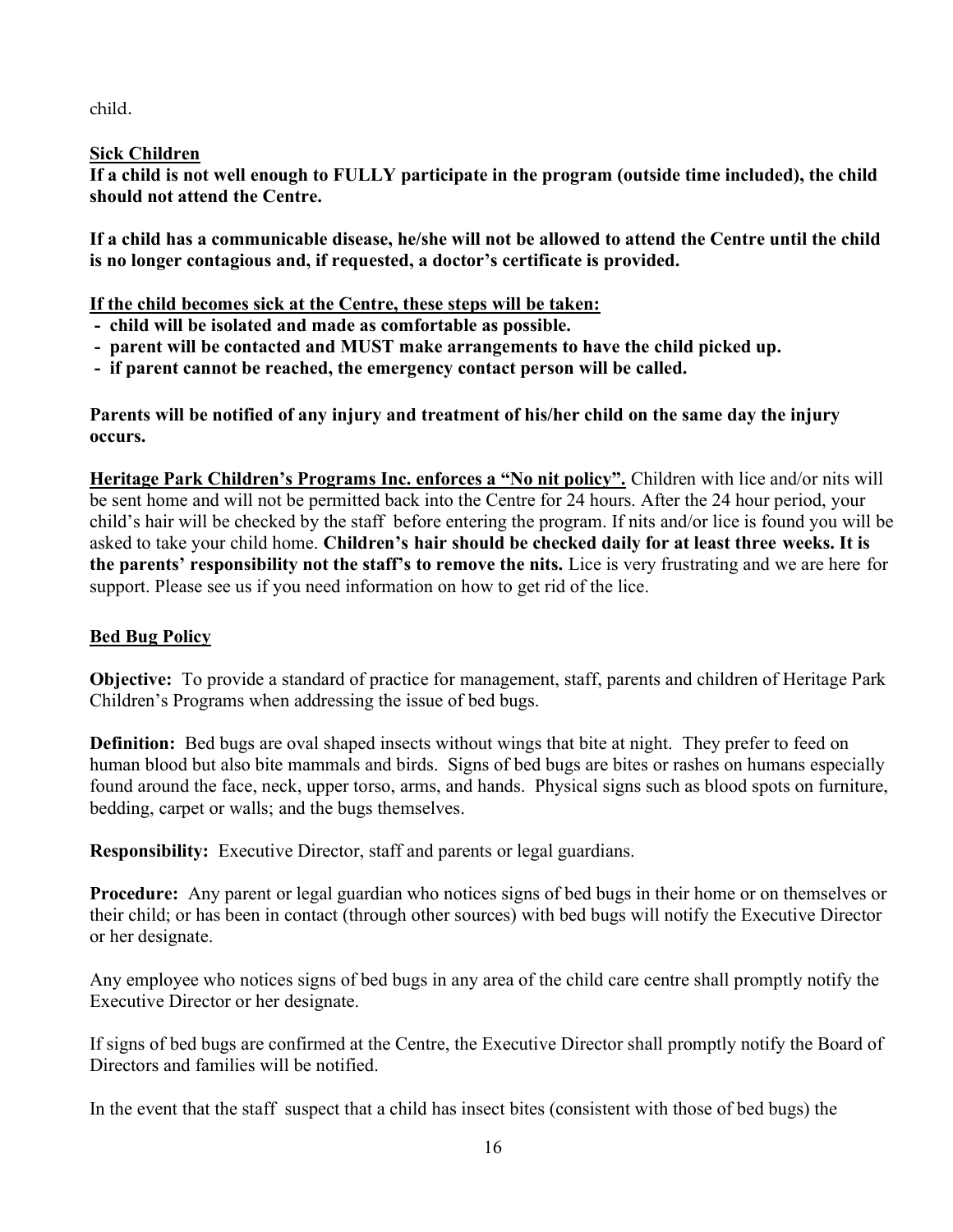child.

**Sick Children**

**If a child is not well enough to FULLY participate in the program (outside time included), the child should not attend the Centre.**

**If a child has a communicable disease, he/she will not be allowed to attend the Centre until the child is no longer contagious and, if requested, a doctor's certificate is provided.**

**If the child becomes sick at the Centre, these steps will be taken:**

- **child will be isolated and made as comfortable as possible.**
- **parent will be contacted and MUST make arrangements to have the child picked up.**
- **if parent cannot be reached, the emergency contact person will be called.**

**Parents will be notified of any injury and treatment of his/her child on the same day the injury occurs.**

**Heritage Park Children's Programs Inc. enforces a "No nit policy".** Children with lice and/or nits will be sent home and will not be permitted back into the Centre for 24 hours. After the 24 hour period, your child's hair will be checked by the staff before entering the program. If nits and/or lice is found you will be asked to take your child home. **Children's hair should be checked daily for at least three weeks. It is the parents' responsibility not the staff's to remove the nits.** Lice is very frustrating and we are here for support. Please see us if you need information on how to get rid of the lice.

**Bed Bug Policy**

**Objective:** To provide a standard of practice for management, staff, parents and children of Heritage Park Children's Programs when addressing the issue of bed bugs.

**Definition:** Bed bugs are oval shaped insects without wings that bite at night. They prefer to feed on human blood but also bite mammals and birds. Signs of bed bugs are bites or rashes on humans especially found around the face, neck, upper torso, arms, and hands. Physical signs such as blood spots on furniture, bedding, carpet or walls; and the bugs themselves.

**Responsibility:** Executive Director, staff and parents or legal guardians.

**Procedure:** Any parent or legal guardian who notices signs of bed bugs in their home or on themselves or their child; or has been in contact (through other sources) with bed bugs will notify the Executive Director or her designate.

Any employee who notices signs of bed bugs in any area of the child care centre shall promptly notify the Executive Director or her designate.

If signs of bed bugs are confirmed at the Centre, the Executive Director shall promptly notify the Board of Directors and families will be notified.

In the event that the staff suspect that a child has insect bites (consistent with those of bed bugs) the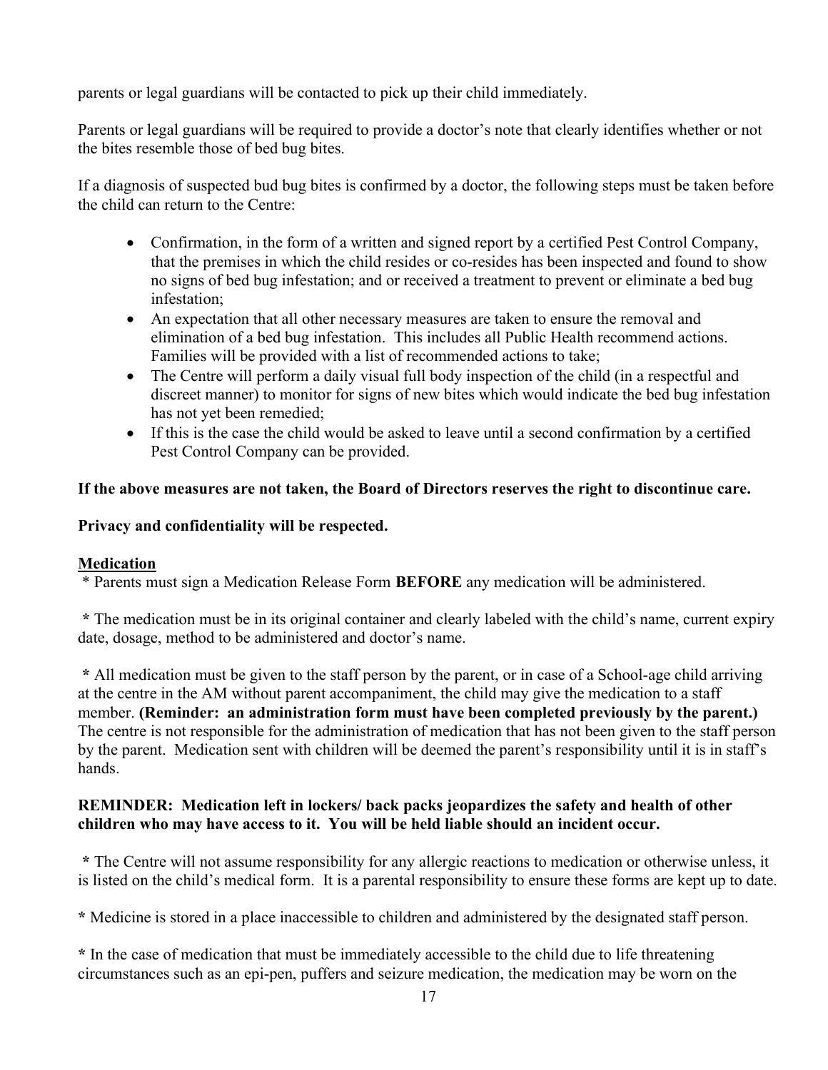parents or legal guardians will be contacted to pick up their child immediately.

Parents or legal guardians will be required to provide a doctor's note that clearly identifies whether or not the bites resemble those of bed bug bites.

If a diagnosis of suspected bud bug bites is confirmed by a doctor, the following steps must be taken before the child can return to the Centre:

- Confirmation, in the form of a written and signed report by a certified Pest Control Company, that the premises in which the child resides or co-resides has been inspected and found to show no signs of bed bug infestation; and or received a treatment to prevent or eliminate a bed bug infestation;
- An expectation that all other necessary measures are taken to ensure the removal and elimination of a bed bug infestation. This includes all Public Health recommend actions. Families will be provided with a list of recommended actions to take;
- The Centre will perform a daily visual full body inspection of the child (in a respectful and discreet manner) to monitor for signs of new bites which would indicate the bed bug infestation has not yet been remedied;
- If this is the case the child would be asked to leave until a second confirmation by a certified Pest Control Company can be provided.

**If the above measures are not taken, the Board of Directors reserves the right to discontinue care.**

**Privacy and confidentiality will be respected.**

**Medication**

* Parents must sign a Medication Release Form **BEFORE** any medication will be administered.

**\*** The medication must be in its original container and clearly labeled with the child's name, current expiry date, dosage, method to be administered and doctor's name.

**\*** All medication must be given to the staff person by the parent, or in case of a School-age child arriving at the centre in the AM without parent accompaniment, the child may give the medication to a staff member. **(Reminder: an administration form must have been completed previously by the parent.)** The centre is not responsible for the administration of medication that has not been given to the staff person by the parent. Medication sent with children will be deemed the parent's responsibility until it is in staff's hands.

**REMINDER: Medication left in lockers/ back packs jeopardizes the safety and health of other children who may have access to it. You will be held liable should an incident occur.**

**\*** The Centre will not assume responsibility for any allergic reactions to medication or otherwise unless, it is listed on the child's medical form. It is a parental responsibility to ensure these forms are kept up to date.

**\*** Medicine is stored in a place inaccessible to children and administered by the designated staff person.

**\*** In the case of medication that must be immediately accessible to the child due to life threatening circumstances such as an epi-pen, puffers and seizure medication, the medication may be worn on the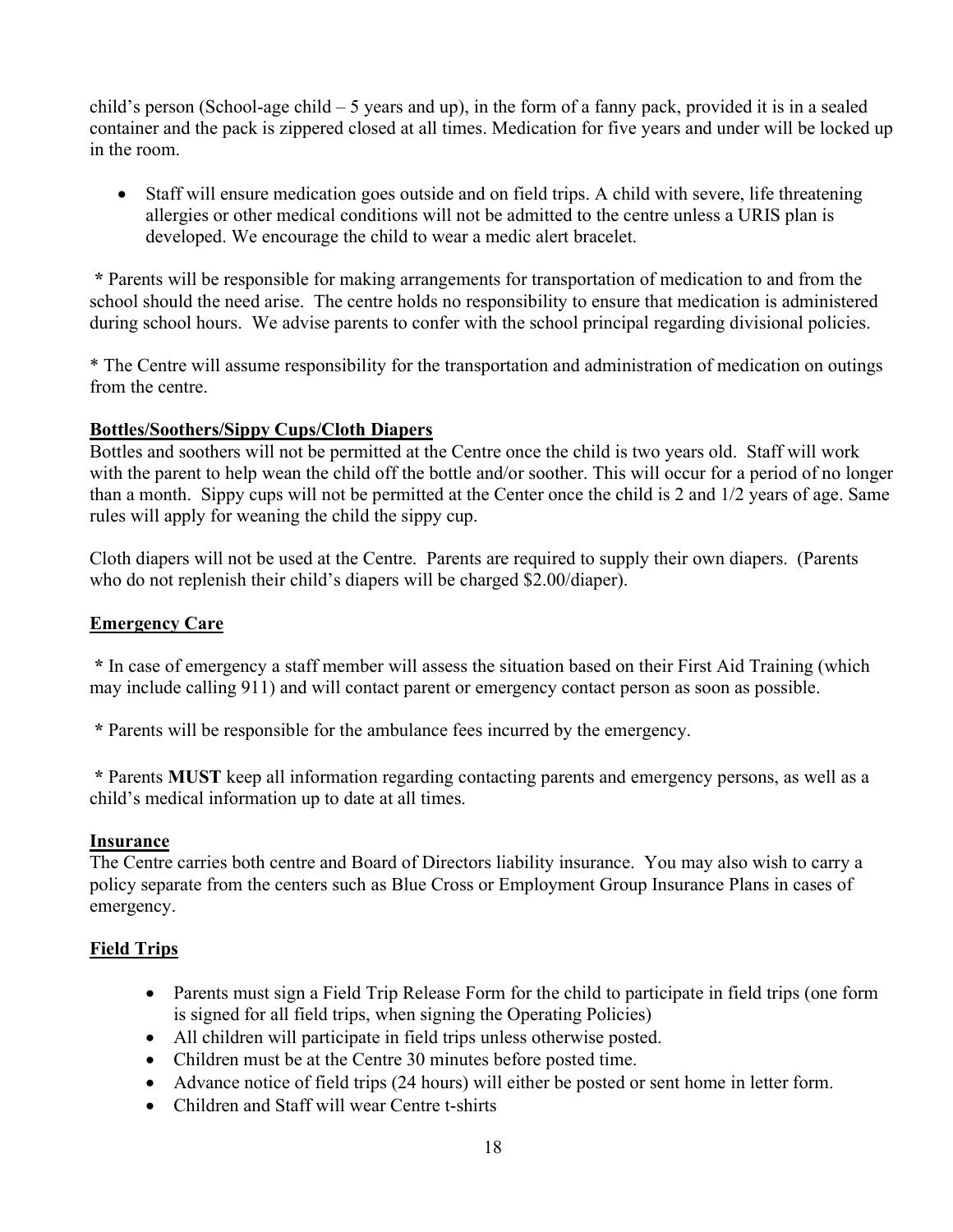child's person (School-age child – 5 years and up), in the form of a fanny pack, provided it is in a sealed container and the pack is zippered closed at all times. Medication for five years and under will be locked up in the room.

- Staff will ensure medication goes outside and on field trips. A child with severe, life threatening allergies or other medical conditions will not be admitted to the centre unless a URIS plan is developed. We encourage the child to wear a medic alert bracelet.

\* Parents will be responsible for making arrangements for transportation of medication to and from the school should the need arise. The centre holds no responsibility to ensure that medication is administered during school hours. We advise parents to confer with the school principal regarding divisional policies.

\* The Centre will assume responsibility for the transportation and administration of medication on outings from the centre.

**Bottles/Soothers/Sippy Cups/Cloth Diapers**

Bottles and soothers will not be permitted at the Centre once the child is two years old. Staff will work with the parent to help wean the child off the bottle and/or soother. This will occur for a period of no longer than a month. Sippy cups will not be permitted at the Center once the child is 2 and 1/2 years of age. Same rules will apply for weaning the child the sippy cup.

Cloth diapers will not be used at the Centre. Parents are required to supply their own diapers. (Parents who do not replenish their child's diapers will be charged $2.00/diaper).

**Emergency Care**

\* In case of emergency a staff member will assess the situation based on their First Aid Training (which may include calling 911) and will contact parent or emergency contact person as soon as possible.

\* Parents will be responsible for the ambulance fees incurred by the emergency.

\* Parents **MUST** keep all information regarding contacting parents and emergency persons, as well as a child's medical information up to date at all times.

**Insurance**

The Centre carries both centre and Board of Directors liability insurance. You may also wish to carry a policy separate from the centers such as Blue Cross or Employment Group Insurance Plans in cases of emergency.

**Field Trips**

- Parents must sign a Field Trip Release Form for the child to participate in field trips (one form is signed for all field trips, when signing the Operating Policies)
- All children will participate in field trips unless otherwise posted.
- Children must be at the Centre 30 minutes before posted time.
- Advance notice of field trips (24 hours) will either be posted or sent home in letter form.
- Children and Staff will wear Centre t-shirts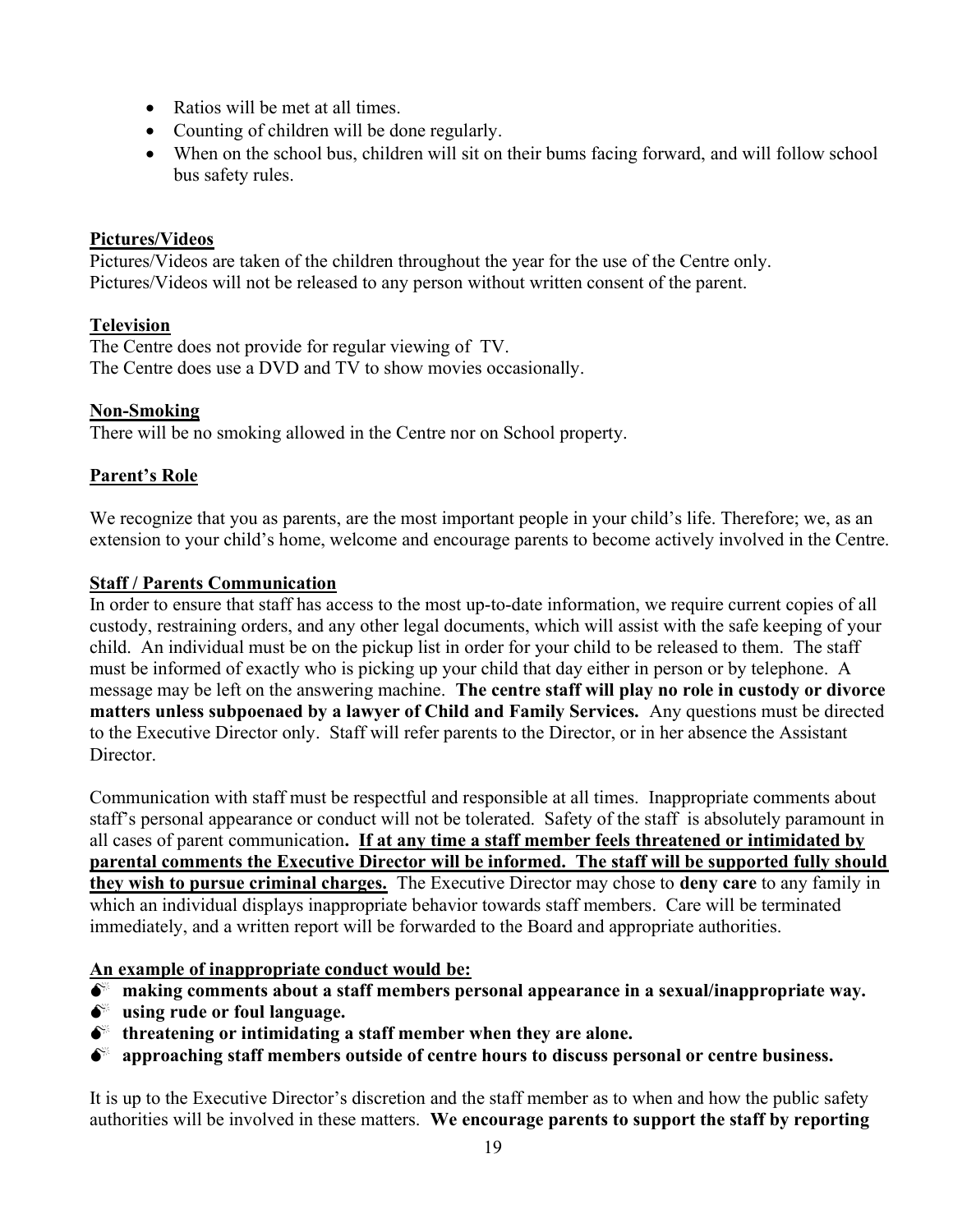- Ratios will be met at all times.
- Counting of children will be done regularly.
- When on the school bus, children will sit on their bums facing forward, and will follow school bus safety rules.

## Pictures/Videos

Pictures/Videos are taken of the children throughout the year for the use of the Centre only.
Pictures/Videos will not be released to any person without written consent of the parent.

## Television

The Centre does not provide for regular viewing of TV.
The Centre does use a DVD and TV to show movies occasionally.

## Non-Smoking

There will be no smoking allowed in the Centre nor on School property.

## Parent's Role

We recognize that you as parents, are the most important people in your child's life. Therefore; we, as an extension to your child's home, welcome and encourage parents to become actively involved in the Centre.

## Staff / Parents Communication

In order to ensure that staff has access to the most up-to-date information, we require current copies of all custody, restraining orders, and any other legal documents, which will assist with the safe keeping of your child. An individual must be on the pickup list in order for your child to be released to them. The staff must be informed of exactly who is picking up your child that day either in person or by telephone. A message may be left on the answering machine. **The centre staff will play no role in custody or divorce matters unless subpoenaed by a lawyer of Child and Family Services.** Any questions must be directed to the Executive Director only. Staff will refer parents to the Director, or in her absence the Assistant Director.

Communication with staff must be respectful and responsible at all times. Inappropriate comments about staff's personal appearance or conduct will not be tolerated. Safety of the staff is absolutely paramount in all cases of parent communication**. <u>If at any time a staff member feels threatened or intimidated by parental comments the Executive Director will be informed. The staff will be supported fully should they wish to pursue criminal charges.</u>** The Executive Director may chose to **deny care** to any family in which an individual displays inappropriate behavior towards staff members. Care will be terminated immediately, and a written report will be forwarded to the Board and appropriate authorities.

**<u>An example of inappropriate conduct would be:</u>**

- **making comments about a staff members personal appearance in a sexual/inappropriate way.**
- **using rude or foul language.**
- **threatening or intimidating a staff member when they are alone.**
- **approaching staff members outside of centre hours to discuss personal or centre business.**

It is up to the Executive Director's discretion and the staff member as to when and how the public safety authorities will be involved in these matters. **We encourage parents to support the staff by reporting**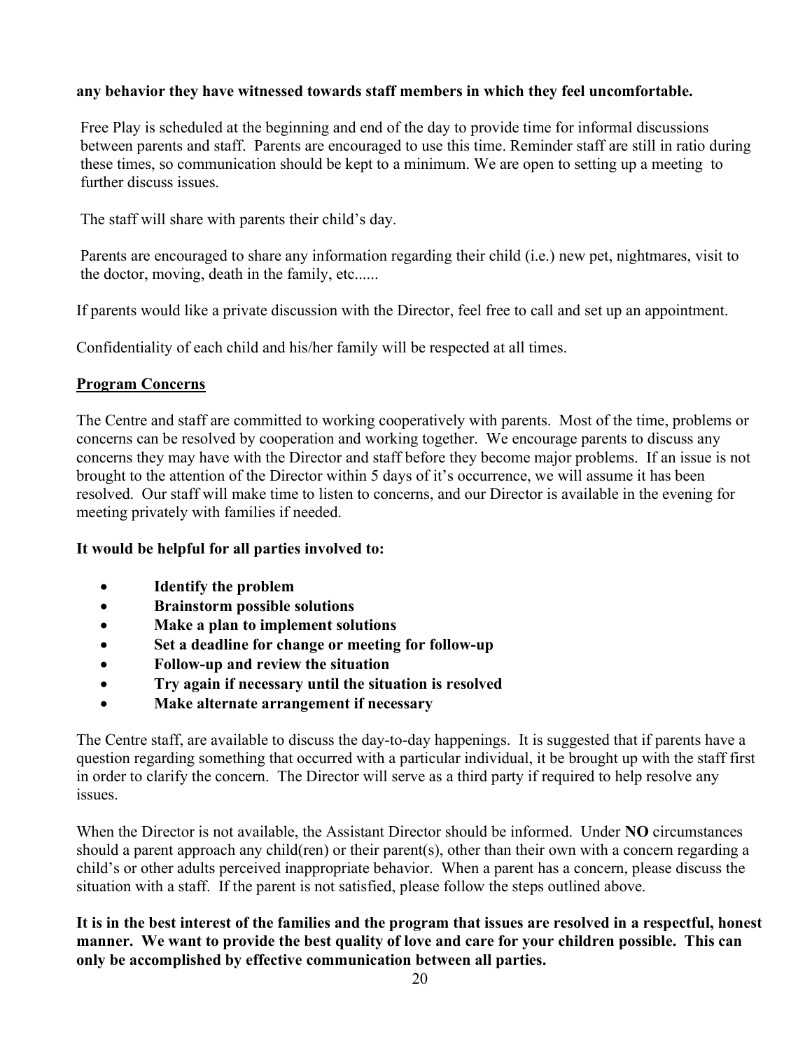**any behavior they have witnessed towards staff members in which they feel uncomfortable.**

Free Play is scheduled at the beginning and end of the day to provide time for informal discussions between parents and staff. Parents are encouraged to use this time. Reminder staff are still in ratio during these times, so communication should be kept to a minimum. We are open to setting up a meeting to further discuss issues.

The staff will share with parents their child's day.

Parents are encouraged to share any information regarding their child (i.e.) new pet, nightmares, visit to the doctor, moving, death in the family, etc......

If parents would like a private discussion with the Director, feel free to call and set up an appointment.

Confidentiality of each child and his/her family will be respected at all times.

## Program Concerns

The Centre and staff are committed to working cooperatively with parents. Most of the time, problems or concerns can be resolved by cooperation and working together. We encourage parents to discuss any concerns they may have with the Director and staff before they become major problems. If an issue is not brought to the attention of the Director within 5 days of it's occurrence, we will assume it has been resolved. Our staff will make time to listen to concerns, and our Director is available in the evening for meeting privately with families if needed.

**It would be helpful for all parties involved to:**

- **Identify the problem**
- **Brainstorm possible solutions**
- **Make a plan to implement solutions**
- **Set a deadline for change or meeting for follow-up**
- **Follow-up and review the situation**
- **Try again if necessary until the situation is resolved**
- **Make alternate arrangement if necessary**

The Centre staff, are available to discuss the day-to-day happenings. It is suggested that if parents have a question regarding something that occurred with a particular individual, it be brought up with the staff first in order to clarify the concern. The Director will serve as a third party if required to help resolve any issues.

When the Director is not available, the Assistant Director should be informed. Under **NO** circumstances should a parent approach any child(ren) or their parent(s), other than their own with a concern regarding a child's or other adults perceived inappropriate behavior. When a parent has a concern, please discuss the situation with a staff. If the parent is not satisfied, please follow the steps outlined above.

**It is in the best interest of the families and the program that issues are resolved in a respectful, honest manner. We want to provide the best quality of love and care for your children possible. This can only be accomplished by effective communication between all parties.**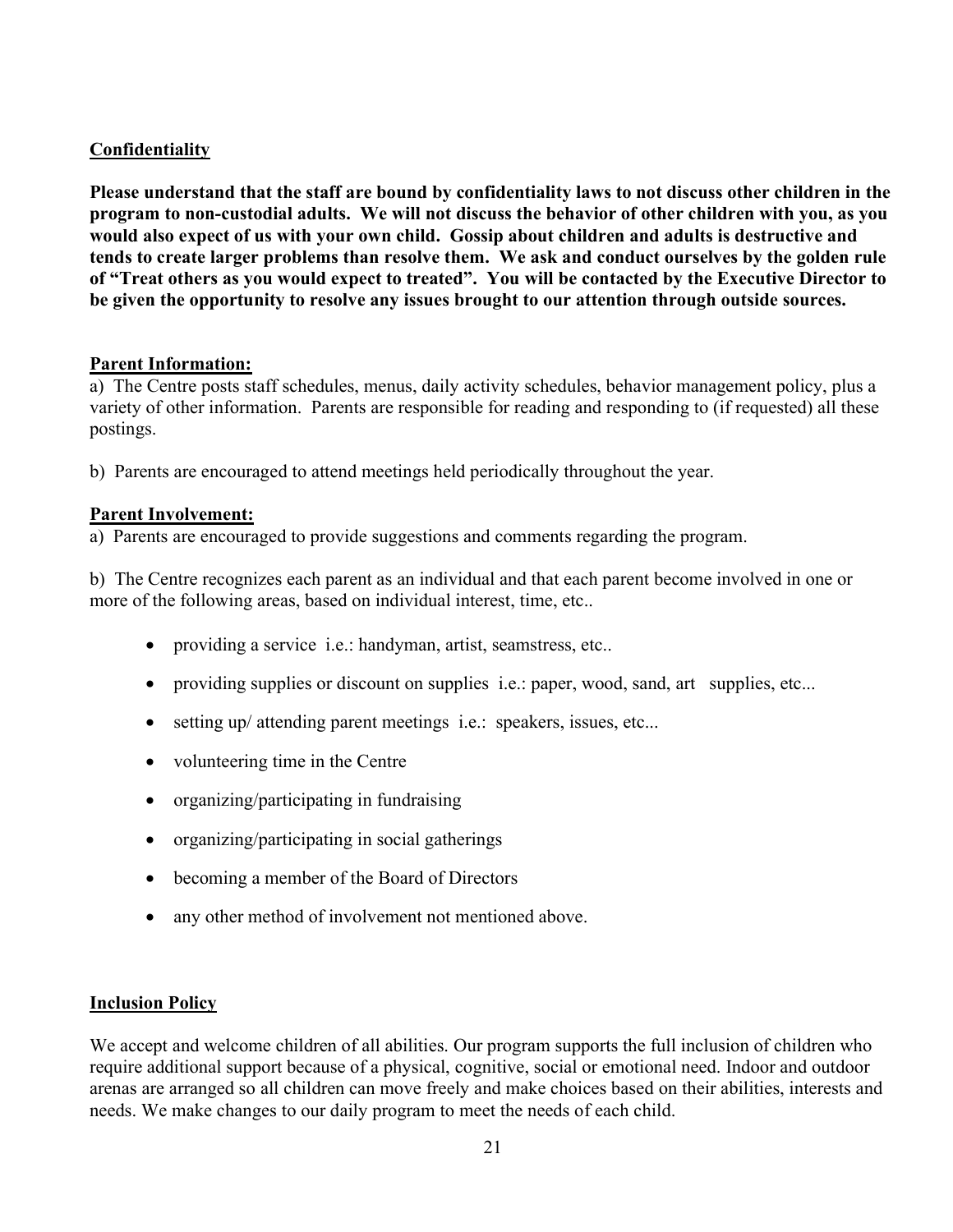## Confidentiality

**Please understand that the staff are bound by confidentiality laws to not discuss other children in the program to non-custodial adults. We will not discuss the behavior of other children with you, as you would also expect of us with your own child. Gossip about children and adults is destructive and tends to create larger problems than resolve them. We ask and conduct ourselves by the golden rule of "Treat others as you would expect to treated". You will be contacted by the Executive Director to be given the opportunity to resolve any issues brought to our attention through outside sources.**

## Parent Information:

a) The Centre posts staff schedules, menus, daily activity schedules, behavior management policy, plus a variety of other information. Parents are responsible for reading and responding to (if requested) all these postings.

b) Parents are encouraged to attend meetings held periodically throughout the year.

## Parent Involvement:

a) Parents are encouraged to provide suggestions and comments regarding the program.

b) The Centre recognizes each parent as an individual and that each parent become involved in one or more of the following areas, based on individual interest, time, etc..

- providing a service i.e.: handyman, artist, seamstress, etc..
- providing supplies or discount on supplies i.e.: paper, wood, sand, art supplies, etc...
- setting up/ attending parent meetings i.e.: speakers, issues, etc...
- volunteering time in the Centre
- organizing/participating in fundraising
- organizing/participating in social gatherings
- becoming a member of the Board of Directors
- any other method of involvement not mentioned above.

## Inclusion Policy

We accept and welcome children of all abilities. Our program supports the full inclusion of children who require additional support because of a physical, cognitive, social or emotional need. Indoor and outdoor arenas are arranged so all children can move freely and make choices based on their abilities, interests and needs. We make changes to our daily program to meet the needs of each child.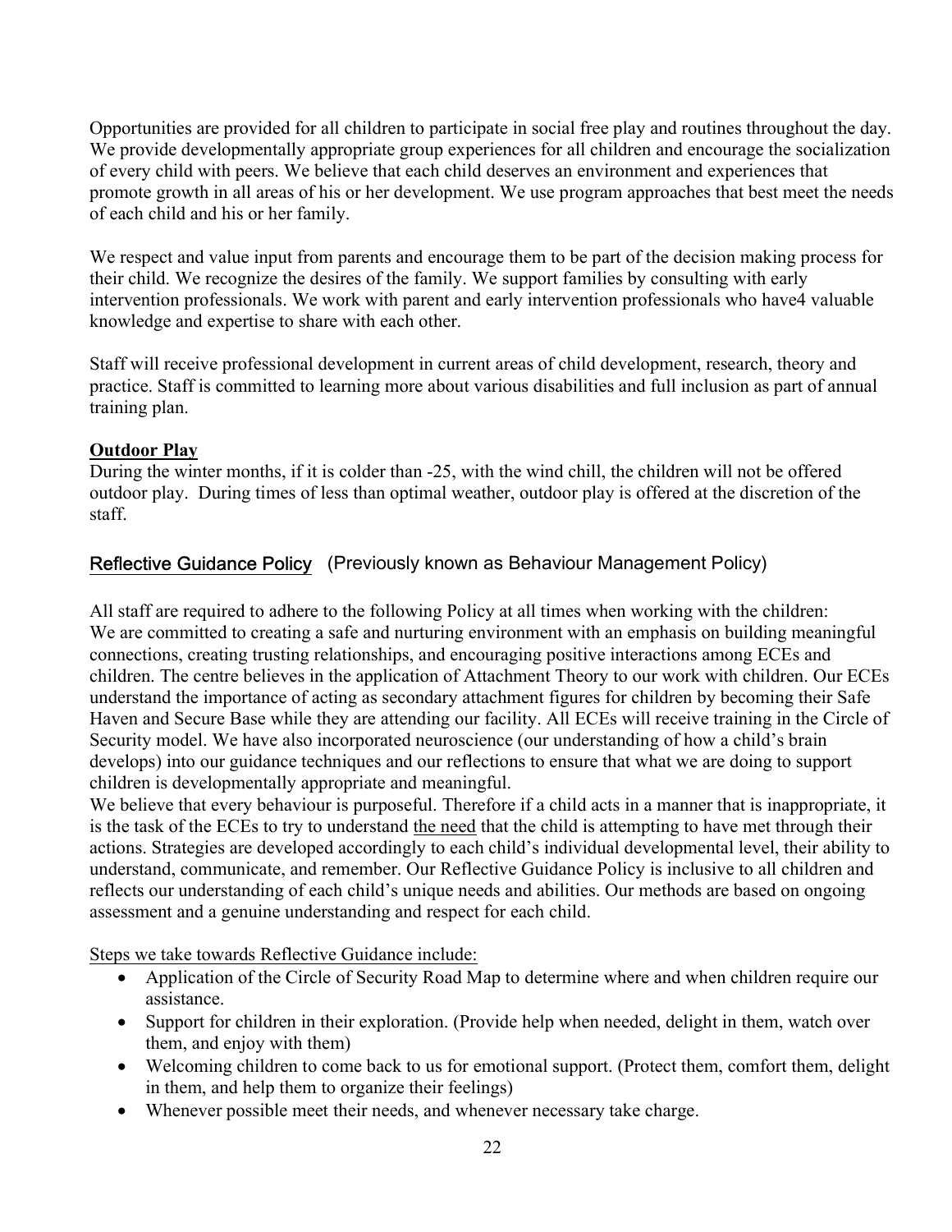Opportunities are provided for all children to participate in social free play and routines throughout the day. We provide developmentally appropriate group experiences for all children and encourage the socialization of every child with peers. We believe that each child deserves an environment and experiences that promote growth in all areas of his or her development. We use program approaches that best meet the needs of each child and his or her family.

We respect and value input from parents and encourage them to be part of the decision making process for their child. We recognize the desires of the family. We support families by consulting with early intervention professionals. We work with parent and early intervention professionals who have4 valuable knowledge and expertise to share with each other.

Staff will receive professional development in current areas of child development, research, theory and practice. Staff is committed to learning more about various disabilities and full inclusion as part of annual training plan.

**Outdoor Play**

During the winter months, if it is colder than -25, with the wind chill, the children will not be offered outdoor play. During times of less than optimal weather, outdoor play is offered at the discretion of the staff.

## Reflective Guidance Policy (Previously known as Behaviour Management Policy)

All staff are required to adhere to the following Policy at all times when working with the children:
We are committed to creating a safe and nurturing environment with an emphasis on building meaningful connections, creating trusting relationships, and encouraging positive interactions among ECEs and children. The centre believes in the application of Attachment Theory to our work with children. Our ECEs understand the importance of acting as secondary attachment figures for children by becoming their Safe Haven and Secure Base while they are attending our facility. All ECEs will receive training in the Circle of Security model. We have also incorporated neuroscience (our understanding of how a child's brain develops) into our guidance techniques and our reflections to ensure that what we are doing to support children is developmentally appropriate and meaningful.
We believe that every behaviour is purposeful. Therefore if a child acts in a manner that is inappropriate, it is the task of the ECEs to try to understand the need that the child is attempting to have met through their actions. Strategies are developed accordingly to each child's individual developmental level, their ability to understand, communicate, and remember. Our Reflective Guidance Policy is inclusive to all children and reflects our understanding of each child's unique needs and abilities. Our methods are based on ongoing assessment and a genuine understanding and respect for each child.

Steps we take towards Reflective Guidance include:

- Application of the Circle of Security Road Map to determine where and when children require our assistance.
- Support for children in their exploration. (Provide help when needed, delight in them, watch over them, and enjoy with them)
- Welcoming children to come back to us for emotional support. (Protect them, comfort them, delight in them, and help them to organize their feelings)
- Whenever possible meet their needs, and whenever necessary take charge.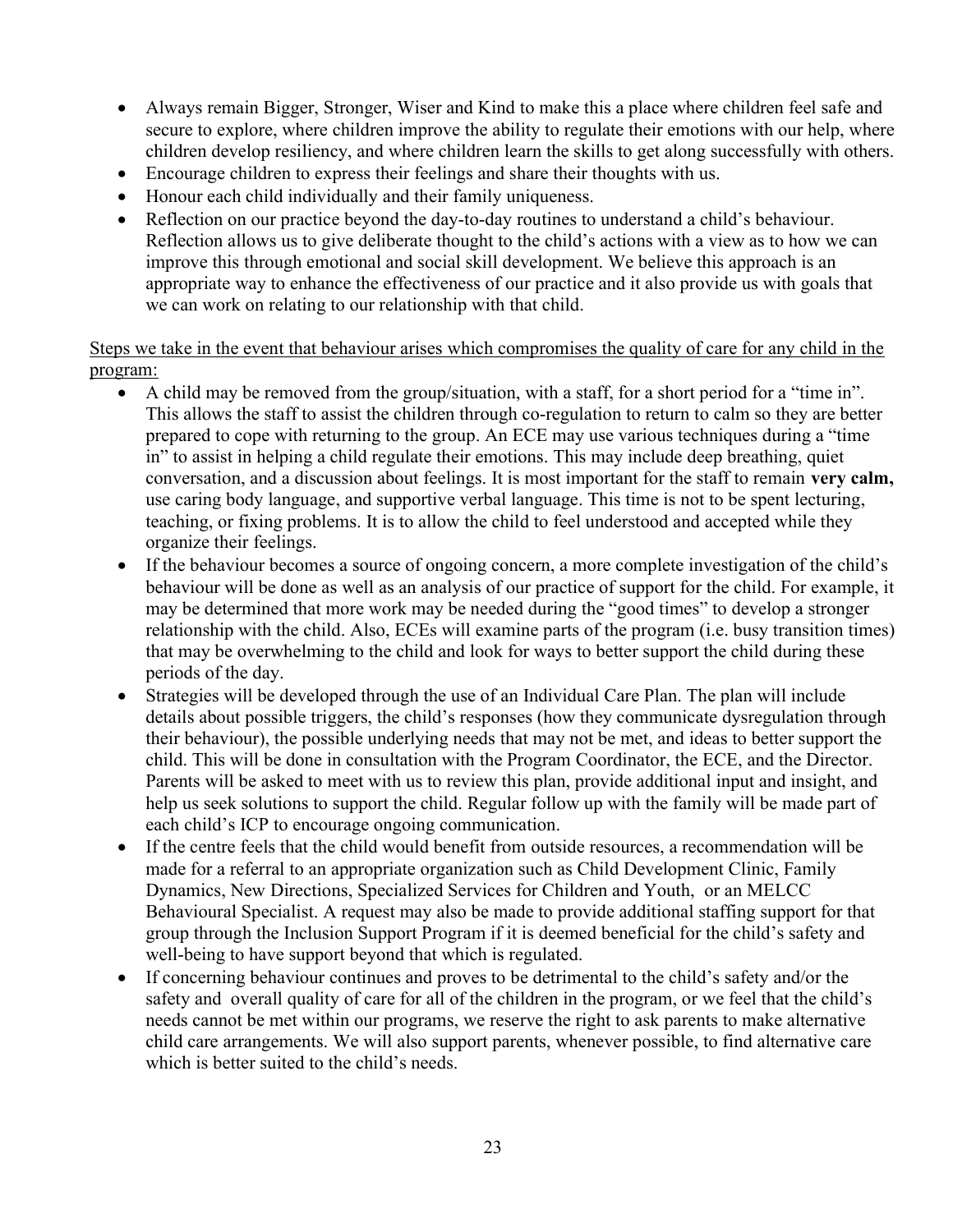- Always remain Bigger, Stronger, Wiser and Kind to make this a place where children feel safe and secure to explore, where children improve the ability to regulate their emotions with our help, where children develop resiliency, and where children learn the skills to get along successfully with others.
- Encourage children to express their feelings and share their thoughts with us.
- Honour each child individually and their family uniqueness.
- Reflection on our practice beyond the day-to-day routines to understand a child's behaviour. Reflection allows us to give deliberate thought to the child's actions with a view as to how we can improve this through emotional and social skill development. We believe this approach is an appropriate way to enhance the effectiveness of our practice and it also provide us with goals that we can work on relating to our relationship with that child.

<u>Steps we take in the event that behaviour arises which compromises the quality of care for any child in the program:</u>

- A child may be removed from the group/situation, with a staff, for a short period for a "time in". This allows the staff to assist the children through co-regulation to return to calm so they are better prepared to cope with returning to the group. An ECE may use various techniques during a "time in" to assist in helping a child regulate their emotions. This may include deep breathing, quiet conversation, and a discussion about feelings. It is most important for the staff to remain **very calm,** use caring body language, and supportive verbal language. This time is not to be spent lecturing, teaching, or fixing problems. It is to allow the child to feel understood and accepted while they organize their feelings.
- If the behaviour becomes a source of ongoing concern, a more complete investigation of the child's behaviour will be done as well as an analysis of our practice of support for the child. For example, it may be determined that more work may be needed during the "good times" to develop a stronger relationship with the child. Also, ECEs will examine parts of the program (i.e. busy transition times) that may be overwhelming to the child and look for ways to better support the child during these periods of the day.
- Strategies will be developed through the use of an Individual Care Plan. The plan will include details about possible triggers, the child's responses (how they communicate dysregulation through their behaviour), the possible underlying needs that may not be met, and ideas to better support the child. This will be done in consultation with the Program Coordinator, the ECE, and the Director. Parents will be asked to meet with us to review this plan, provide additional input and insight, and help us seek solutions to support the child. Regular follow up with the family will be made part of each child's ICP to encourage ongoing communication.
- If the centre feels that the child would benefit from outside resources, a recommendation will be made for a referral to an appropriate organization such as Child Development Clinic, Family Dynamics, New Directions, Specialized Services for Children and Youth, or an MELCC Behavioural Specialist. A request may also be made to provide additional staffing support for that group through the Inclusion Support Program if it is deemed beneficial for the child's safety and well-being to have support beyond that which is regulated.
- If concerning behaviour continues and proves to be detrimental to the child's safety and/or the safety and overall quality of care for all of the children in the program, or we feel that the child's needs cannot be met within our programs, we reserve the right to ask parents to make alternative child care arrangements. We will also support parents, whenever possible, to find alternative care which is better suited to the child's needs.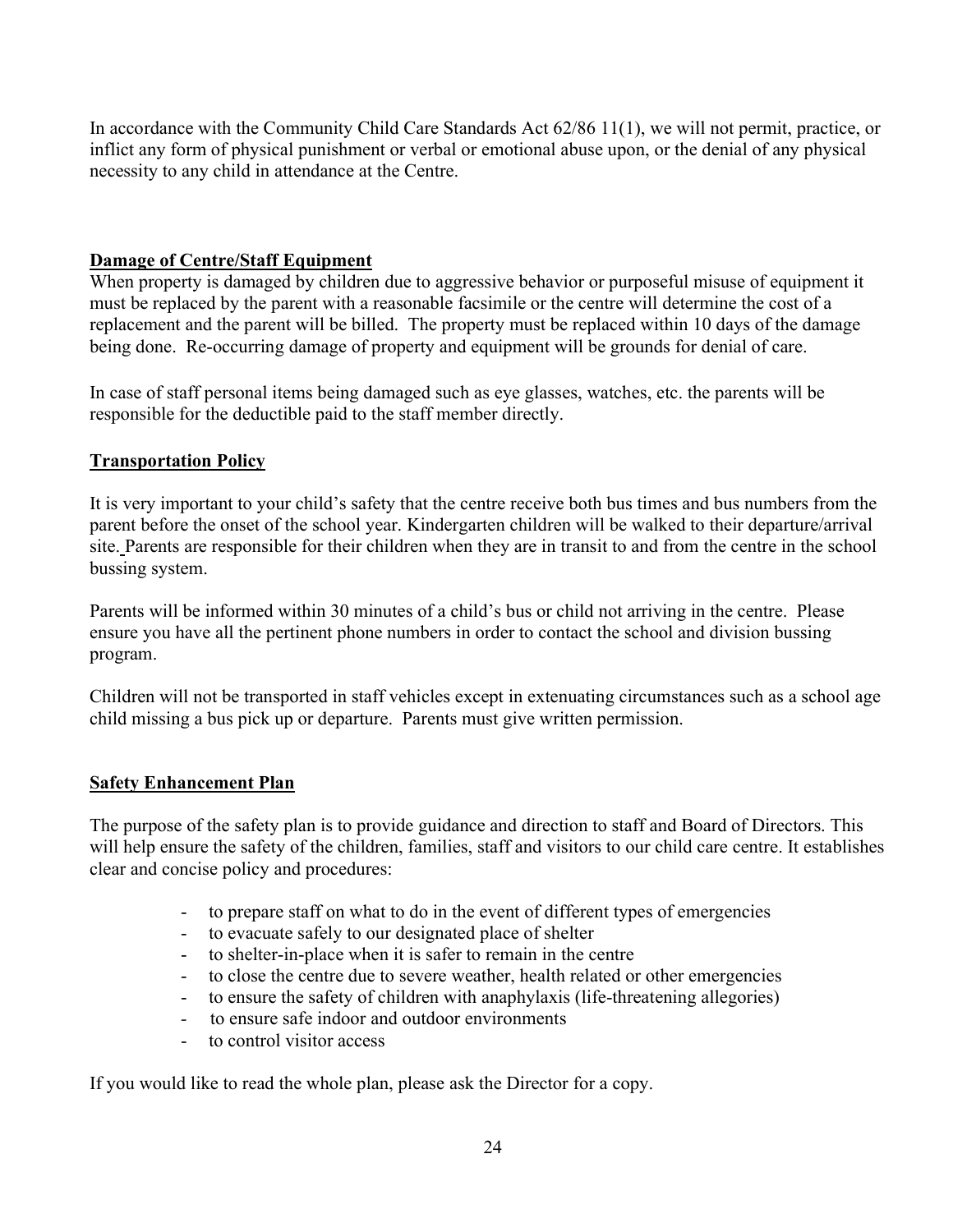In accordance with the Community Child Care Standards Act 62/86 11(1), we will not permit, practice, or inflict any form of physical punishment or verbal or emotional abuse upon, or the denial of any physical necessity to any child in attendance at the Centre.

## Damage of Centre/Staff Equipment

When property is damaged by children due to aggressive behavior or purposeful misuse of equipment it must be replaced by the parent with a reasonable facsimile or the centre will determine the cost of a replacement and the parent will be billed. The property must be replaced within 10 days of the damage being done. Re-occurring damage of property and equipment will be grounds for denial of care.

In case of staff personal items being damaged such as eye glasses, watches, etc. the parents will be responsible for the deductible paid to the staff member directly.

## Transportation Policy

It is very important to your child's safety that the centre receive both bus times and bus numbers from the parent before the onset of the school year. Kindergarten children will be walked to their departure/arrival site. Parents are responsible for their children when they are in transit to and from the centre in the school bussing system.

Parents will be informed within 30 minutes of a child's bus or child not arriving in the centre. Please ensure you have all the pertinent phone numbers in order to contact the school and division bussing program.

Children will not be transported in staff vehicles except in extenuating circumstances such as a school age child missing a bus pick up or departure. Parents must give written permission.

## Safety Enhancement Plan

The purpose of the safety plan is to provide guidance and direction to staff and Board of Directors. This will help ensure the safety of the children, families, staff and visitors to our child care centre. It establishes clear and concise policy and procedures:

- to prepare staff on what to do in the event of different types of emergencies
- to evacuate safely to our designated place of shelter
- to shelter-in-place when it is safer to remain in the centre
- to close the centre due to severe weather, health related or other emergencies
- to ensure the safety of children with anaphylaxis (life-threatening allegories)
- to ensure safe indoor and outdoor environments
- to control visitor access

If you would like to read the whole plan, please ask the Director for a copy.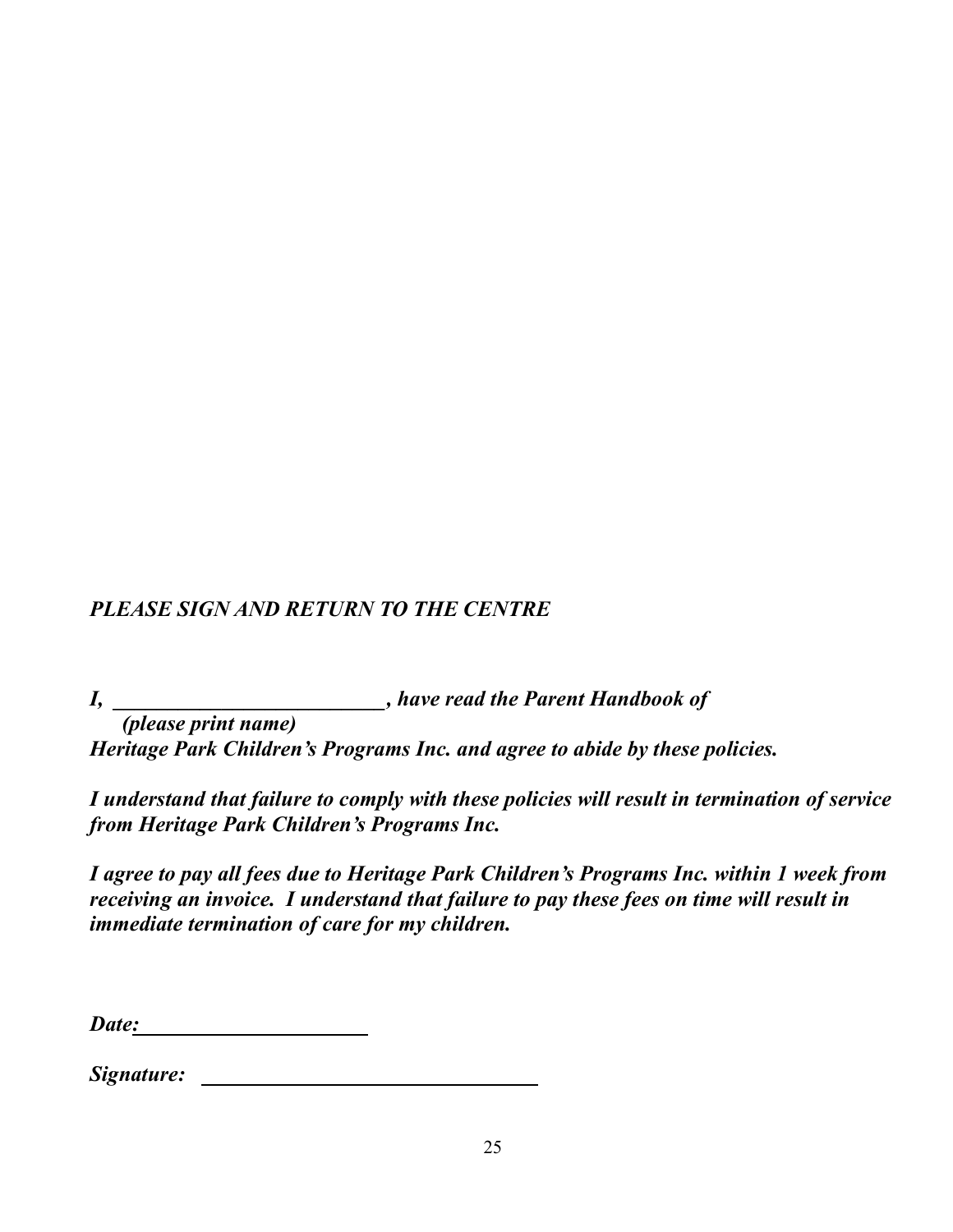***PLEASE SIGN AND RETURN TO THE CENTRE***

***I, __________________________, have read the Parent Handbook of***
***(please print name)***
***Heritage Park Children's Programs Inc. and agree to abide by these policies.***

***I understand that failure to comply with these policies will result in termination of service from Heritage Park Children's Programs Inc.***

***I agree to pay all fees due to Heritage Park Children's Programs Inc. within 1 week from receiving an invoice. I understand that failure to pay these fees on time will result in immediate termination of care for my children.***

***Date:______________________***

***Signature: ________________________________***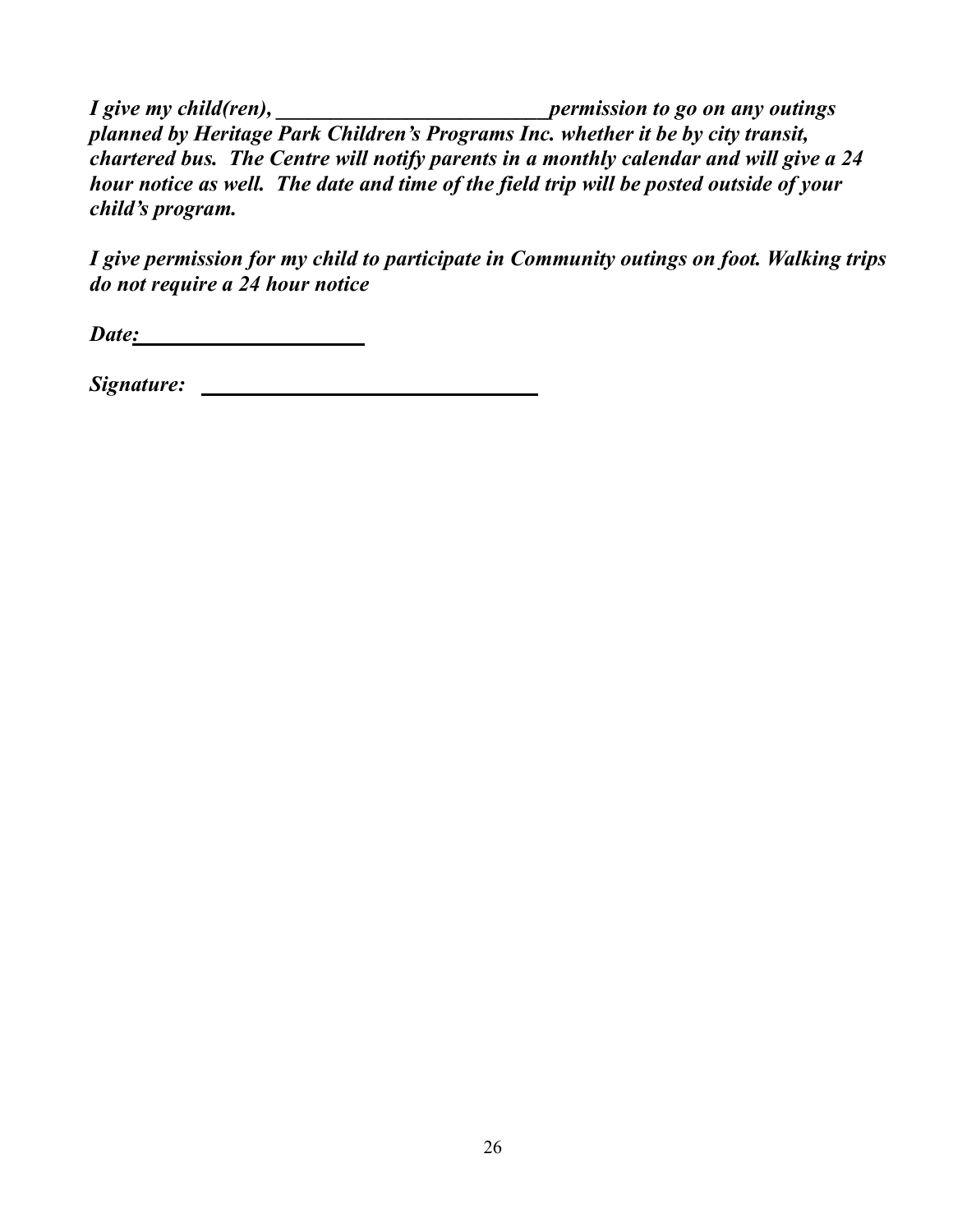*I give my child(ren), __________________________permission to go on any outings planned by Heritage Park Children's Programs Inc. whether it be by city transit, chartered bus. The Centre will notify parents in a monthly calendar and will give a 24 hour notice as well. The date and time of the field trip will be posted outside of your child's program.*

*I give permission for my child to participate in Community outings on foot. Walking trips do not require a 24 hour notice*

*Date:______________________*

*Signature: ________________________________*